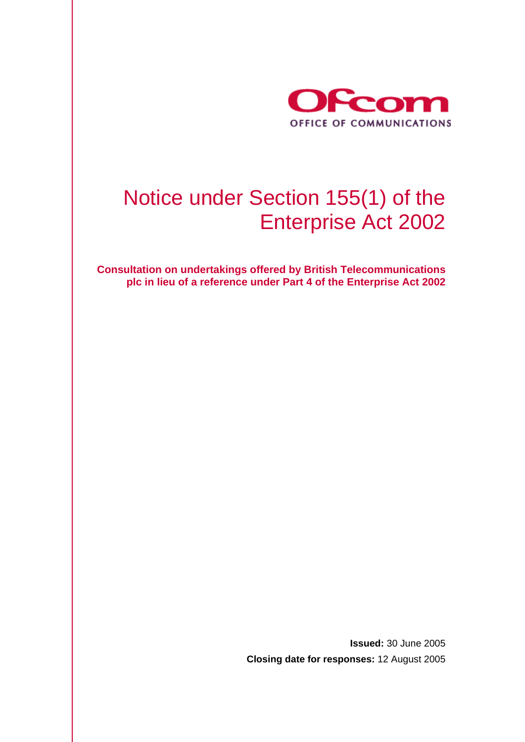Ofcom

OFFICE OF COMMUNICATIONS

# Notice under Section 155(1) of the Enterprise Act 2002

**Consultation on undertakings offered by British Telecommunications plc in lieu of a reference under Part 4 of the Enterprise Act 2002**

**Issued:** 30 June 2005

**Closing date for responses:** 12 August 2005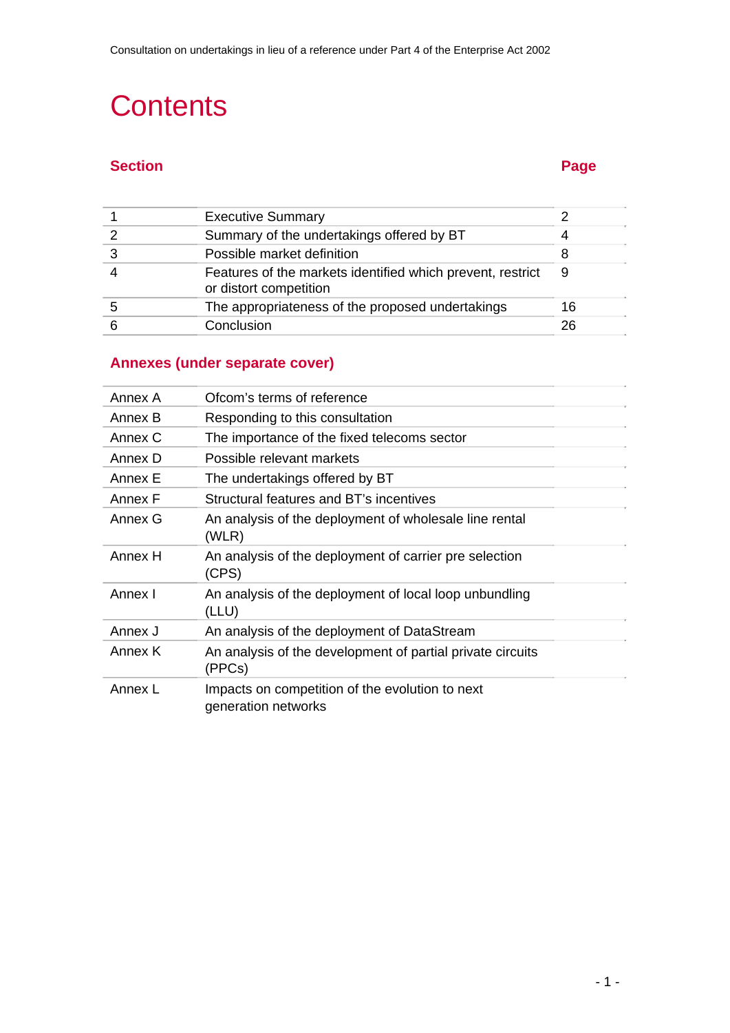# Contents

| Section | | Page |
|---|---|---|
| 1 | Executive Summary | 2 |
| 2 | Summary of the undertakings offered by BT | 4 |
| 3 | Possible market definition | 8 |
| 4 | Features of the markets identified which prevent, restrict or distort competition | 9 |
| 5 | The appropriateness of the proposed undertakings | 16 |
| 6 | Conclusion | 26 |

## Annexes (under separate cover)

| | |
|---|---|
| Annex A | Ofcom's terms of reference |
| Annex B | Responding to this consultation |
| Annex C | The importance of the fixed telecoms sector |
| Annex D | Possible relevant markets |
| Annex E | The undertakings offered by BT |
| Annex F | Structural features and BT's incentives |
| Annex G | An analysis of the deployment of wholesale line rental (WLR) |
| Annex H | An analysis of the deployment of carrier pre selection (CPS) |
| Annex I | An analysis of the deployment of local loop unbundling (LLU) |
| Annex J | An analysis of the deployment of DataStream |
| Annex K | An analysis of the development of partial private circuits (PPCs) |
| Annex L | Impacts on competition of the evolution to next generation networks |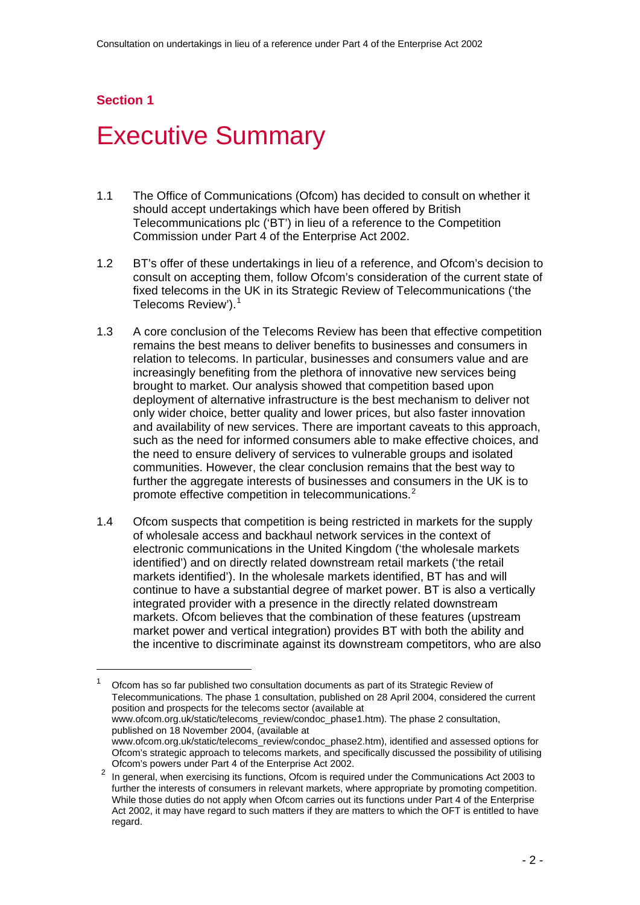## Section 1

# Executive Summary

1.1 The Office of Communications (Ofcom) has decided to consult on whether it should accept undertakings which have been offered by British Telecommunications plc ('BT') in lieu of a reference to the Competition Commission under Part 4 of the Enterprise Act 2002.

1.2 BT's offer of these undertakings in lieu of a reference, and Ofcom's decision to consult on accepting them, follow Ofcom's consideration of the current state of fixed telecoms in the UK in its Strategic Review of Telecommunications ('the Telecoms Review').[1]

1.3 A core conclusion of the Telecoms Review has been that effective competition remains the best means to deliver benefits to businesses and consumers in relation to telecoms. In particular, businesses and consumers value and are increasingly benefiting from the plethora of innovative new services being brought to market. Our analysis showed that competition based upon deployment of alternative infrastructure is the best mechanism to deliver not only wider choice, better quality and lower prices, but also faster innovation and availability of new services. There are important caveats to this approach, such as the need for informed consumers able to make effective choices, and the need to ensure delivery of services to vulnerable groups and isolated communities. However, the clear conclusion remains that the best way to further the aggregate interests of businesses and consumers in the UK is to promote effective competition in telecommunications.[2]

1.4 Ofcom suspects that competition is being restricted in markets for the supply of wholesale access and backhaul network services in the context of electronic communications in the United Kingdom ('the wholesale markets identified') and on directly related downstream retail markets ('the retail markets identified'). In the wholesale markets identified, BT has and will continue to have a substantial degree of market power. BT is also a vertically integrated provider with a presence in the directly related downstream markets. Ofcom believes that the combination of these features (upstream market power and vertical integration) provides BT with both the ability and the incentive to discriminate against its downstream competitors, who are also

---

[1] Ofcom has so far published two consultation documents as part of its Strategic Review of Telecommunications. The phase 1 consultation, published on 28 April 2004, considered the current position and prospects for the telecoms sector (available at www.ofcom.org.uk/static/telecoms_review/condoc_phase1.htm). The phase 2 consultation, published on 18 November 2004, (available at www.ofcom.org.uk/static/telecoms_review/condoc_phase2.htm), identified and assessed options for Ofcom's strategic approach to telecoms markets, and specifically discussed the possibility of utilising Ofcom's powers under Part 4 of the Enterprise Act 2002.

[2] In general, when exercising its functions, Ofcom is required under the Communications Act 2003 to further the interests of consumers in relevant markets, where appropriate by promoting competition. While those duties do not apply when Ofcom carries out its functions under Part 4 of the Enterprise Act 2002, it may have regard to such matters if they are matters to which the OFT is entitled to have regard.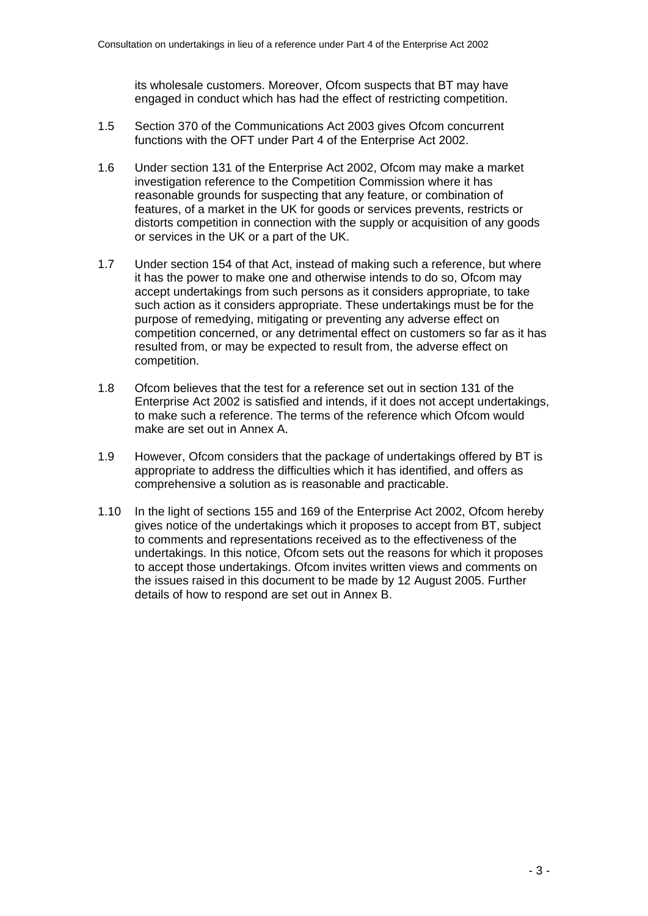its wholesale customers. Moreover, Ofcom suspects that BT may have engaged in conduct which has had the effect of restricting competition.

1.5 Section 370 of the Communications Act 2003 gives Ofcom concurrent functions with the OFT under Part 4 of the Enterprise Act 2002.

1.6 Under section 131 of the Enterprise Act 2002, Ofcom may make a market investigation reference to the Competition Commission where it has reasonable grounds for suspecting that any feature, or combination of features, of a market in the UK for goods or services prevents, restricts or distorts competition in connection with the supply or acquisition of any goods or services in the UK or a part of the UK.

1.7 Under section 154 of that Act, instead of making such a reference, but where it has the power to make one and otherwise intends to do so, Ofcom may accept undertakings from such persons as it considers appropriate, to take such action as it considers appropriate. These undertakings must be for the purpose of remedying, mitigating or preventing any adverse effect on competition concerned, or any detrimental effect on customers so far as it has resulted from, or may be expected to result from, the adverse effect on competition.

1.8 Ofcom believes that the test for a reference set out in section 131 of the Enterprise Act 2002 is satisfied and intends, if it does not accept undertakings, to make such a reference. The terms of the reference which Ofcom would make are set out in Annex A.

1.9 However, Ofcom considers that the package of undertakings offered by BT is appropriate to address the difficulties which it has identified, and offers as comprehensive a solution as is reasonable and practicable.

1.10 In the light of sections 155 and 169 of the Enterprise Act 2002, Ofcom hereby gives notice of the undertakings which it proposes to accept from BT, subject to comments and representations received as to the effectiveness of the undertakings. In this notice, Ofcom sets out the reasons for which it proposes to accept those undertakings. Ofcom invites written views and comments on the issues raised in this document to be made by 12 August 2005. Further details of how to respond are set out in Annex B.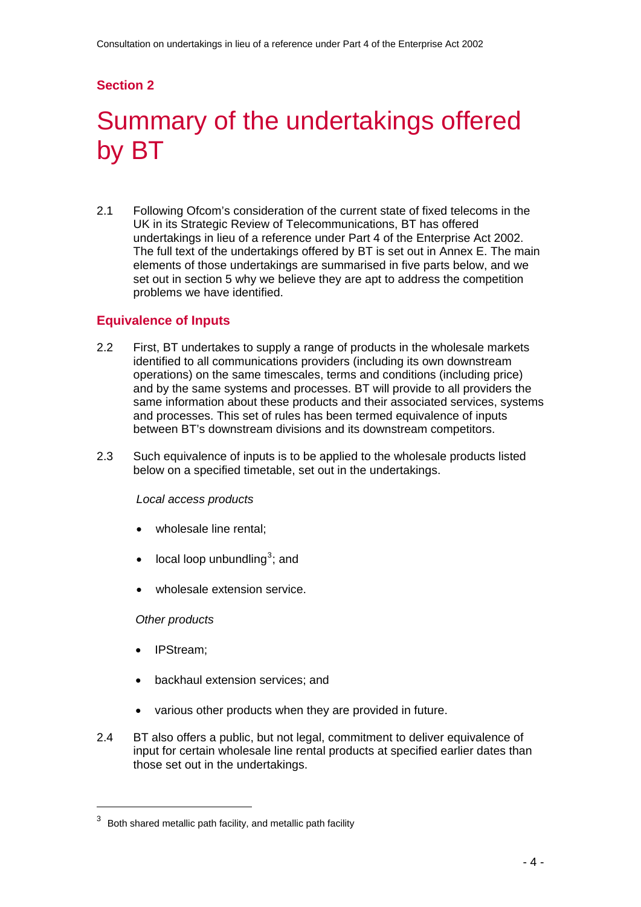## Section 2

# Summary of the undertakings offered by BT

2.1 Following Ofcom's consideration of the current state of fixed telecoms in the UK in its Strategic Review of Telecommunications, BT has offered undertakings in lieu of a reference under Part 4 of the Enterprise Act 2002. The full text of the undertakings offered by BT is set out in Annex E. The main elements of those undertakings are summarised in five parts below, and we set out in section 5 why we believe they are apt to address the competition problems we have identified.

### Equivalence of Inputs

2.2 First, BT undertakes to supply a range of products in the wholesale markets identified to all communications providers (including its own downstream operations) on the same timescales, terms and conditions (including price) and by the same systems and processes. BT will provide to all providers the same information about these products and their associated services, systems and processes. This set of rules has been termed equivalence of inputs between BT's downstream divisions and its downstream competitors.

2.3 Such equivalence of inputs is to be applied to the wholesale products listed below on a specified timetable, set out in the undertakings.

*Local access products*

- wholesale line rental;
- local loop unbundling[3]; and
- wholesale extension service.

*Other products*

- IPStream;
- backhaul extension services; and
- various other products when they are provided in future.

2.4 BT also offers a public, but not legal, commitment to deliver equivalence of input for certain wholesale line rental products at specified earlier dates than those set out in the undertakings.

[3] Both shared metallic path facility, and metallic path facility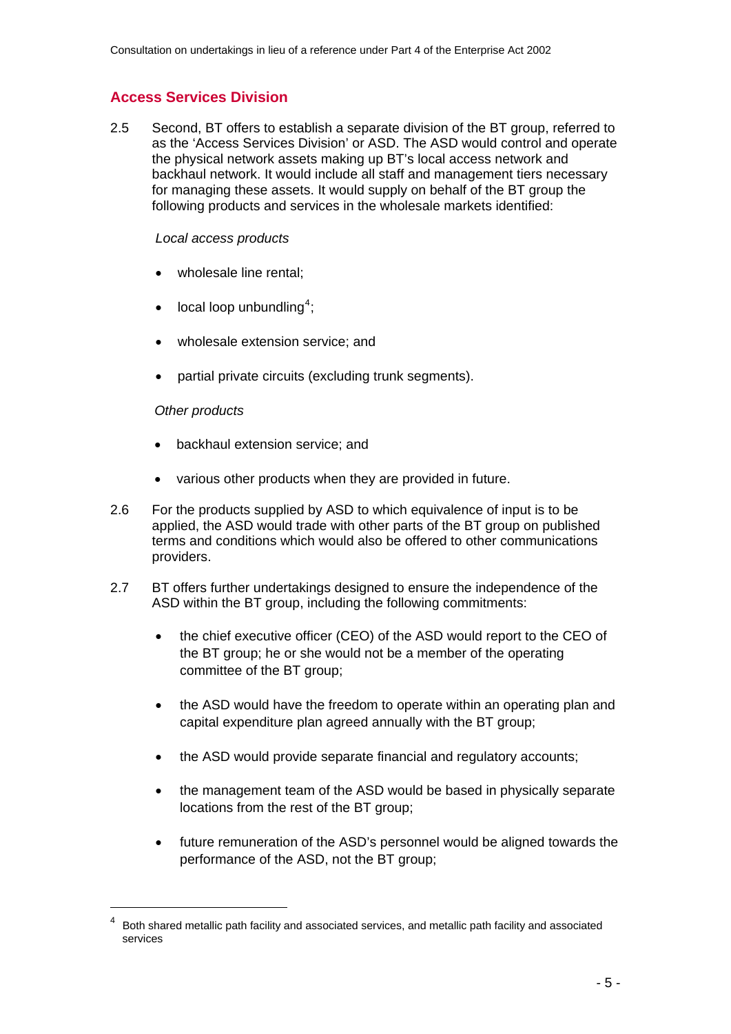## Access Services Division

2.5 Second, BT offers to establish a separate division of the BT group, referred to as the 'Access Services Division' or ASD. The ASD would control and operate the physical network assets making up BT's local access network and backhaul network. It would include all staff and management tiers necessary for managing these assets. It would supply on behalf of the BT group the following products and services in the wholesale markets identified:

*Local access products*

- wholesale line rental;
- local loop unbundling[4];
- wholesale extension service; and
- partial private circuits (excluding trunk segments).

*Other products*

- backhaul extension service; and
- various other products when they are provided in future.

2.6 For the products supplied by ASD to which equivalence of input is to be applied, the ASD would trade with other parts of the BT group on published terms and conditions which would also be offered to other communications providers.

2.7 BT offers further undertakings designed to ensure the independence of the ASD within the BT group, including the following commitments:

- the chief executive officer (CEO) of the ASD would report to the CEO of the BT group; he or she would not be a member of the operating committee of the BT group;
- the ASD would have the freedom to operate within an operating plan and capital expenditure plan agreed annually with the BT group;
- the ASD would provide separate financial and regulatory accounts;
- the management team of the ASD would be based in physically separate locations from the rest of the BT group;
- future remuneration of the ASD's personnel would be aligned towards the performance of the ASD, not the BT group;

[4] Both shared metallic path facility and associated services, and metallic path facility and associated services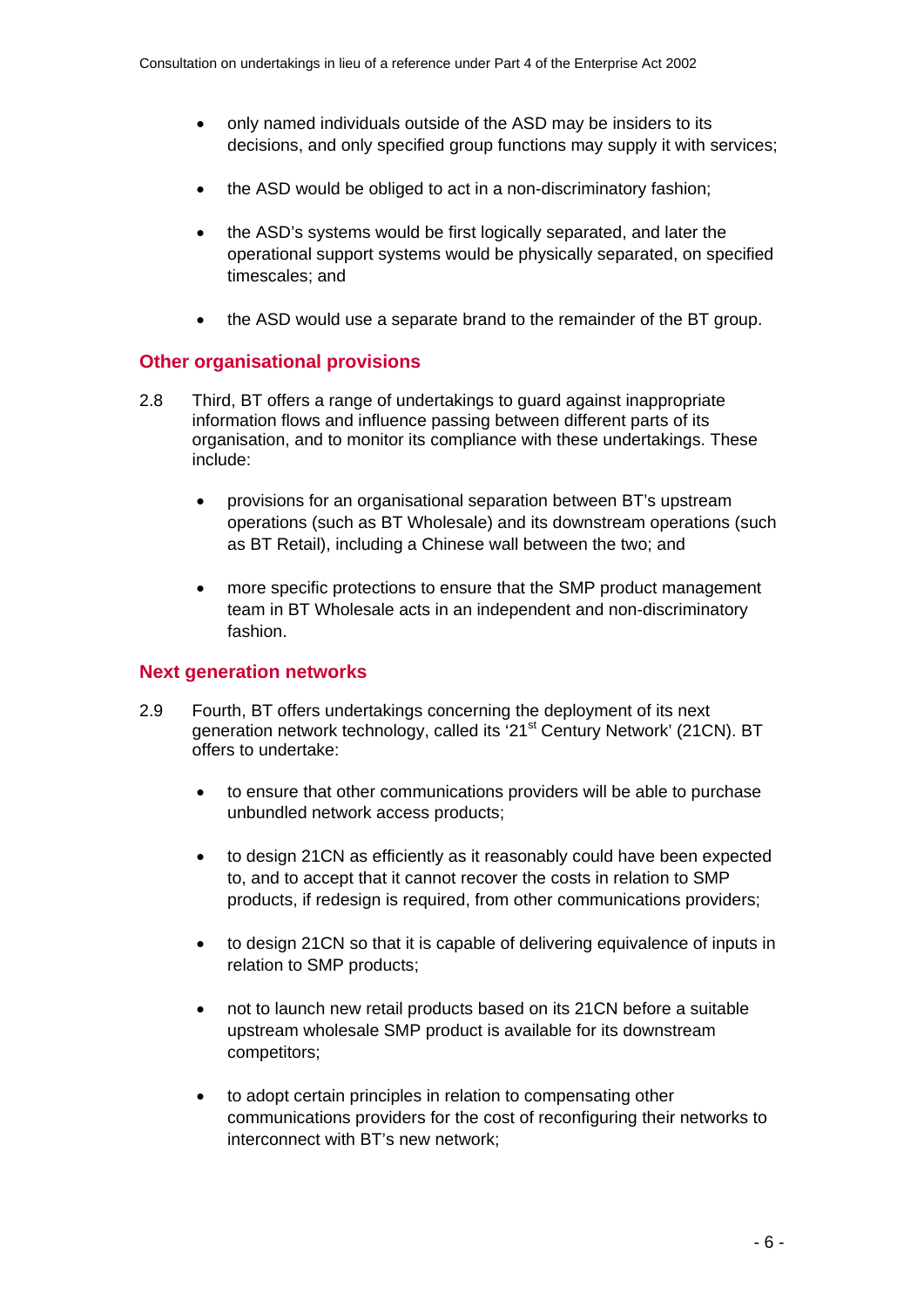- only named individuals outside of the ASD may be insiders to its decisions, and only specified group functions may supply it with services;
- the ASD would be obliged to act in a non-discriminatory fashion;
- the ASD's systems would be first logically separated, and later the operational support systems would be physically separated, on specified timescales; and
- the ASD would use a separate brand to the remainder of the BT group.

## Other organisational provisions

2.8 Third, BT offers a range of undertakings to guard against inappropriate information flows and influence passing between different parts of its organisation, and to monitor its compliance with these undertakings. These include:

- provisions for an organisational separation between BT's upstream operations (such as BT Wholesale) and its downstream operations (such as BT Retail), including a Chinese wall between the two; and
- more specific protections to ensure that the SMP product management team in BT Wholesale acts in an independent and non-discriminatory fashion.

## Next generation networks

2.9 Fourth, BT offers undertakings concerning the deployment of its next generation network technology, called its '21st Century Network' (21CN). BT offers to undertake:

- to ensure that other communications providers will be able to purchase unbundled network access products;
- to design 21CN as efficiently as it reasonably could have been expected to, and to accept that it cannot recover the costs in relation to SMP products, if redesign is required, from other communications providers;
- to design 21CN so that it is capable of delivering equivalence of inputs in relation to SMP products;
- not to launch new retail products based on its 21CN before a suitable upstream wholesale SMP product is available for its downstream competitors;
- to adopt certain principles in relation to compensating other communications providers for the cost of reconfiguring their networks to interconnect with BT's new network;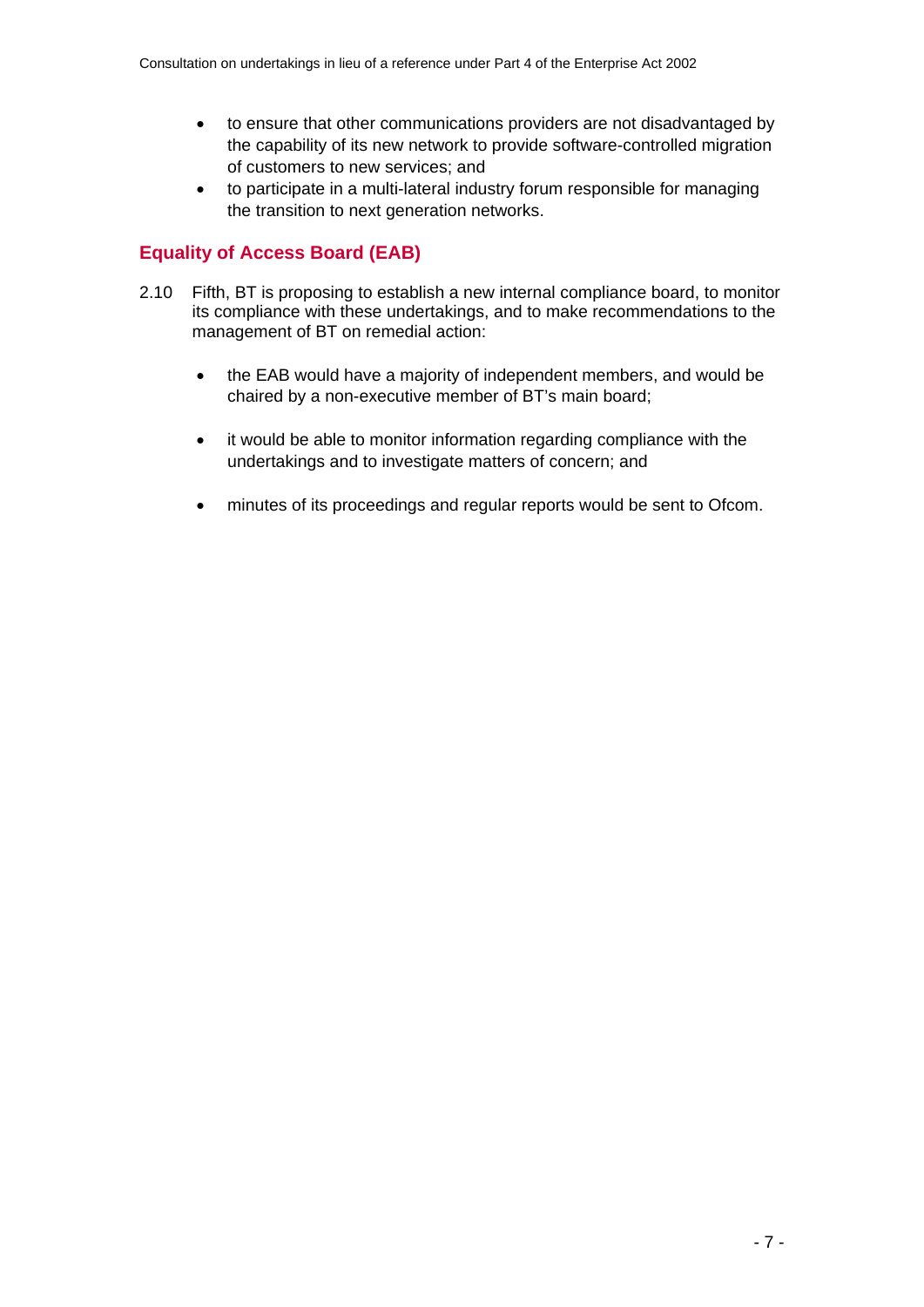- to ensure that other communications providers are not disadvantaged by the capability of its new network to provide software-controlled migration of customers to new services; and
- to participate in a multi-lateral industry forum responsible for managing the transition to next generation networks.

## Equality of Access Board (EAB)

2.10 Fifth, BT is proposing to establish a new internal compliance board, to monitor its compliance with these undertakings, and to make recommendations to the management of BT on remedial action:

- the EAB would have a majority of independent members, and would be chaired by a non-executive member of BT's main board;
- it would be able to monitor information regarding compliance with the undertakings and to investigate matters of concern; and
- minutes of its proceedings and regular reports would be sent to Ofcom.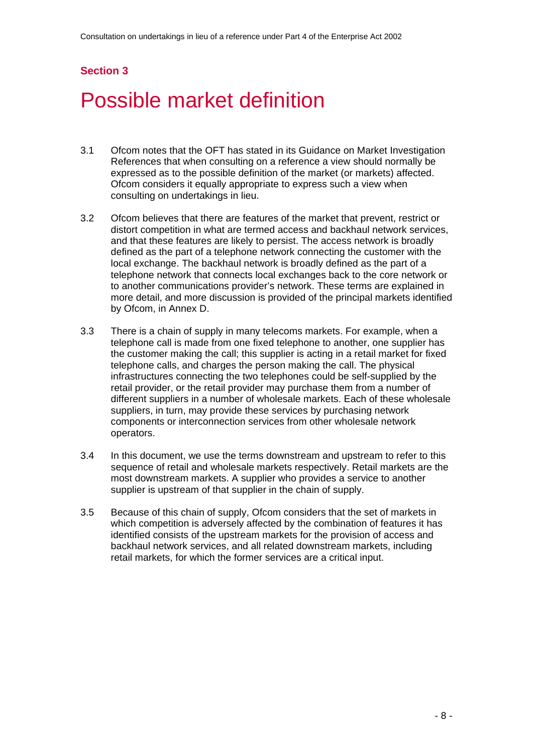## Section 3

# Possible market definition

3.1 Ofcom notes that the OFT has stated in its Guidance on Market Investigation References that when consulting on a reference a view should normally be expressed as to the possible definition of the market (or markets) affected. Ofcom considers it equally appropriate to express such a view when consulting on undertakings in lieu.

3.2 Ofcom believes that there are features of the market that prevent, restrict or distort competition in what are termed access and backhaul network services, and that these features are likely to persist. The access network is broadly defined as the part of a telephone network connecting the customer with the local exchange. The backhaul network is broadly defined as the part of a telephone network that connects local exchanges back to the core network or to another communications provider's network. These terms are explained in more detail, and more discussion is provided of the principal markets identified by Ofcom, in Annex D.

3.3 There is a chain of supply in many telecoms markets. For example, when a telephone call is made from one fixed telephone to another, one supplier has the customer making the call; this supplier is acting in a retail market for fixed telephone calls, and charges the person making the call. The physical infrastructures connecting the two telephones could be self-supplied by the retail provider, or the retail provider may purchase them from a number of different suppliers in a number of wholesale markets. Each of these wholesale suppliers, in turn, may provide these services by purchasing network components or interconnection services from other wholesale network operators.

3.4 In this document, we use the terms downstream and upstream to refer to this sequence of retail and wholesale markets respectively. Retail markets are the most downstream markets. A supplier who provides a service to another supplier is upstream of that supplier in the chain of supply.

3.5 Because of this chain of supply, Ofcom considers that the set of markets in which competition is adversely affected by the combination of features it has identified consists of the upstream markets for the provision of access and backhaul network services, and all related downstream markets, including retail markets, for which the former services are a critical input.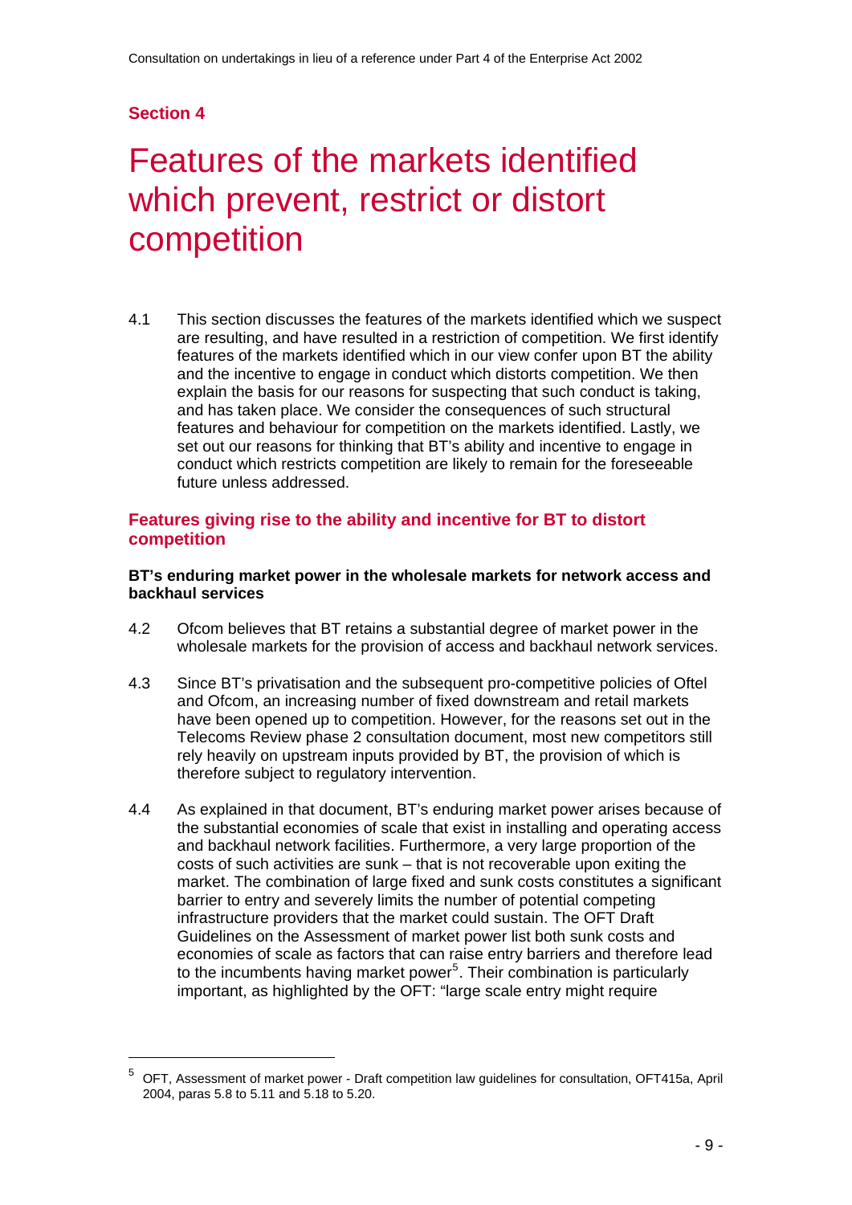## Section 4

# Features of the markets identified which prevent, restrict or distort competition

4.1 This section discusses the features of the markets identified which we suspect are resulting, and have resulted in a restriction of competition. We first identify features of the markets identified which in our view confer upon BT the ability and the incentive to engage in conduct which distorts competition. We then explain the basis for our reasons for suspecting that such conduct is taking, and has taken place. We consider the consequences of such structural features and behaviour for competition on the markets identified. Lastly, we set out our reasons for thinking that BT's ability and incentive to engage in conduct which restricts competition are likely to remain for the foreseeable future unless addressed.

### Features giving rise to the ability and incentive for BT to distort competition

#### BT's enduring market power in the wholesale markets for network access and backhaul services

4.2 Ofcom believes that BT retains a substantial degree of market power in the wholesale markets for the provision of access and backhaul network services.

4.3 Since BT's privatisation and the subsequent pro-competitive policies of Oftel and Ofcom, an increasing number of fixed downstream and retail markets have been opened up to competition. However, for the reasons set out in the Telecoms Review phase 2 consultation document, most new competitors still rely heavily on upstream inputs provided by BT, the provision of which is therefore subject to regulatory intervention.

4.4 As explained in that document, BT's enduring market power arises because of the substantial economies of scale that exist in installing and operating access and backhaul network facilities. Furthermore, a very large proportion of the costs of such activities are sunk – that is not recoverable upon exiting the market. The combination of large fixed and sunk costs constitutes a significant barrier to entry and severely limits the number of potential competing infrastructure providers that the market could sustain. The OFT Draft Guidelines on the Assessment of market power list both sunk costs and economies of scale as factors that can raise entry barriers and therefore lead to the incumbents having market power[5]. Their combination is particularly important, as highlighted by the OFT: "large scale entry might require

[5] OFT, Assessment of market power - Draft competition law guidelines for consultation, OFT415a, April 2004, paras 5.8 to 5.11 and 5.18 to 5.20.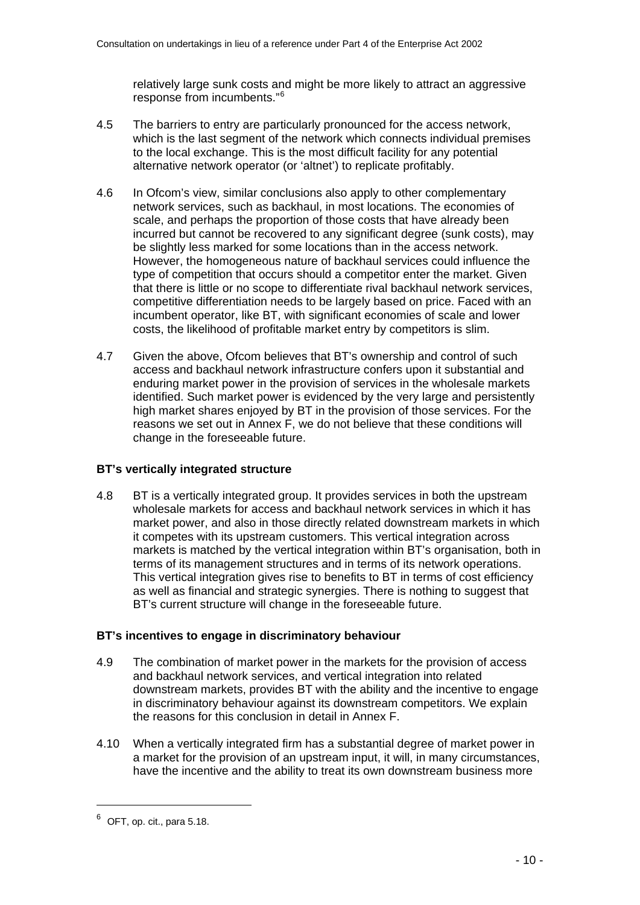relatively large sunk costs and might be more likely to attract an aggressive response from incumbents."[6]

4.5 The barriers to entry are particularly pronounced for the access network, which is the last segment of the network which connects individual premises to the local exchange. This is the most difficult facility for any potential alternative network operator (or 'altnet') to replicate profitably.

4.6 In Ofcom's view, similar conclusions also apply to other complementary network services, such as backhaul, in most locations. The economies of scale, and perhaps the proportion of those costs that have already been incurred but cannot be recovered to any significant degree (sunk costs), may be slightly less marked for some locations than in the access network. However, the homogeneous nature of backhaul services could influence the type of competition that occurs should a competitor enter the market. Given that there is little or no scope to differentiate rival backhaul network services, competitive differentiation needs to be largely based on price. Faced with an incumbent operator, like BT, with significant economies of scale and lower costs, the likelihood of profitable market entry by competitors is slim.

4.7 Given the above, Ofcom believes that BT's ownership and control of such access and backhaul network infrastructure confers upon it substantial and enduring market power in the provision of services in the wholesale markets identified. Such market power is evidenced by the very large and persistently high market shares enjoyed by BT in the provision of those services. For the reasons we set out in Annex F, we do not believe that these conditions will change in the foreseeable future.

**BT's vertically integrated structure**

4.8 BT is a vertically integrated group. It provides services in both the upstream wholesale markets for access and backhaul network services in which it has market power, and also in those directly related downstream markets in which it competes with its upstream customers. This vertical integration across markets is matched by the vertical integration within BT's organisation, both in terms of its management structures and in terms of its network operations. This vertical integration gives rise to benefits to BT in terms of cost efficiency as well as financial and strategic synergies. There is nothing to suggest that BT's current structure will change in the foreseeable future.

**BT's incentives to engage in discriminatory behaviour**

4.9 The combination of market power in the markets for the provision of access and backhaul network services, and vertical integration into related downstream markets, provides BT with the ability and the incentive to engage in discriminatory behaviour against its downstream competitors. We explain the reasons for this conclusion in detail in Annex F.

4.10 When a vertically integrated firm has a substantial degree of market power in a market for the provision of an upstream input, it will, in many circumstances, have the incentive and the ability to treat its own downstream business more

---

[6] OFT, op. cit., para 5.18.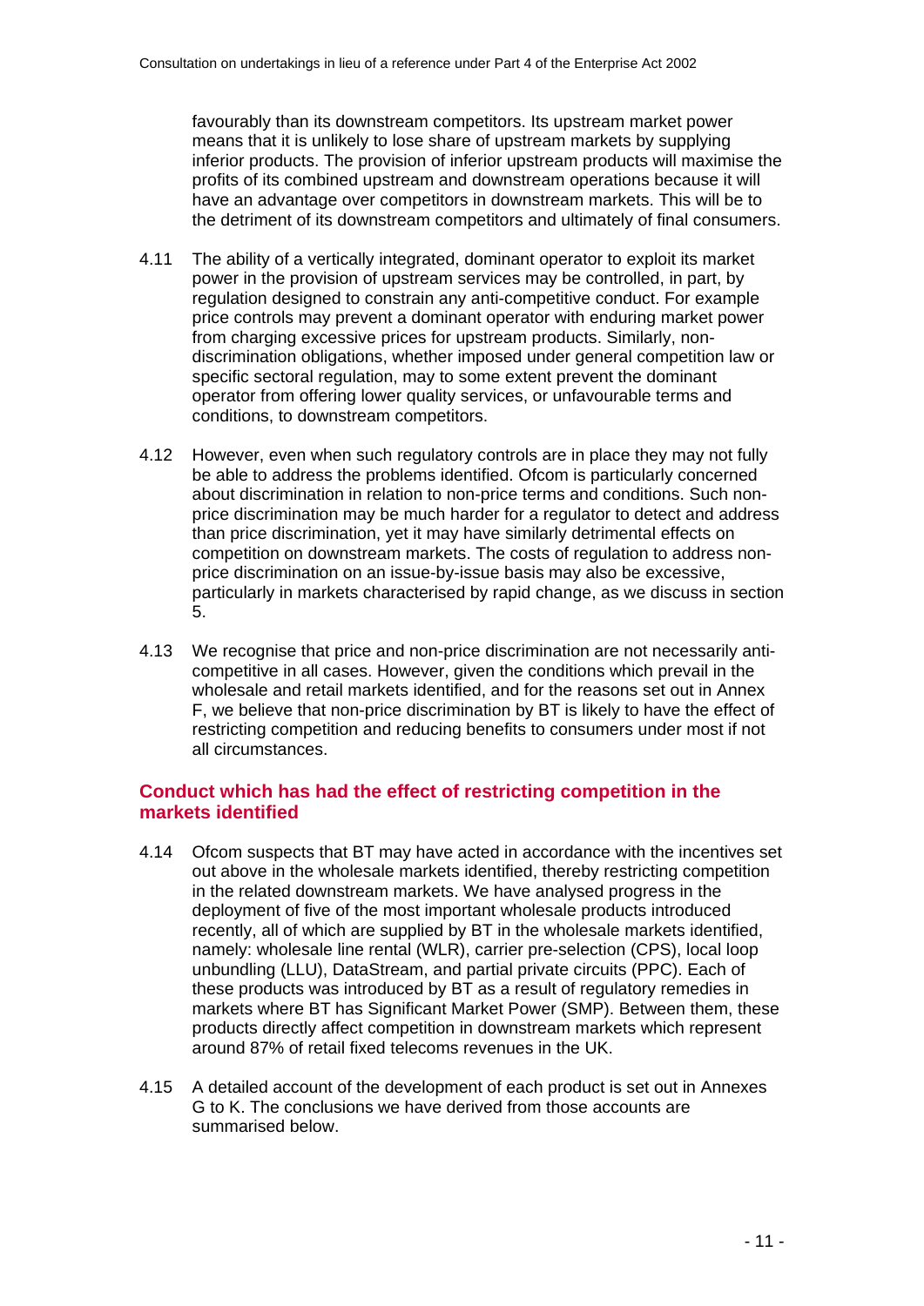favourably than its downstream competitors. Its upstream market power means that it is unlikely to lose share of upstream markets by supplying inferior products. The provision of inferior upstream products will maximise the profits of its combined upstream and downstream operations because it will have an advantage over competitors in downstream markets. This will be to the detriment of its downstream competitors and ultimately of final consumers.

4.11 The ability of a vertically integrated, dominant operator to exploit its market power in the provision of upstream services may be controlled, in part, by regulation designed to constrain any anti-competitive conduct. For example price controls may prevent a dominant operator with enduring market power from charging excessive prices for upstream products. Similarly, non-discrimination obligations, whether imposed under general competition law or specific sectoral regulation, may to some extent prevent the dominant operator from offering lower quality services, or unfavourable terms and conditions, to downstream competitors.

4.12 However, even when such regulatory controls are in place they may not fully be able to address the problems identified. Ofcom is particularly concerned about discrimination in relation to non-price terms and conditions. Such non-price discrimination may be much harder for a regulator to detect and address than price discrimination, yet it may have similarly detrimental effects on competition on downstream markets. The costs of regulation to address non-price discrimination on an issue-by-issue basis may also be excessive, particularly in markets characterised by rapid change, as we discuss in section 5.

4.13 We recognise that price and non-price discrimination are not necessarily anti-competitive in all cases. However, given the conditions which prevail in the wholesale and retail markets identified, and for the reasons set out in Annex F, we believe that non-price discrimination by BT is likely to have the effect of restricting competition and reducing benefits to consumers under most if not all circumstances.

### Conduct which has had the effect of restricting competition in the markets identified

4.14 Ofcom suspects that BT may have acted in accordance with the incentives set out above in the wholesale markets identified, thereby restricting competition in the related downstream markets. We have analysed progress in the deployment of five of the most important wholesale products introduced recently, all of which are supplied by BT in the wholesale markets identified, namely: wholesale line rental (WLR), carrier pre-selection (CPS), local loop unbundling (LLU), DataStream, and partial private circuits (PPC). Each of these products was introduced by BT as a result of regulatory remedies in markets where BT has Significant Market Power (SMP). Between them, these products directly affect competition in downstream markets which represent around 87% of retail fixed telecoms revenues in the UK.

4.15 A detailed account of the development of each product is set out in Annexes G to K. The conclusions we have derived from those accounts are summarised below.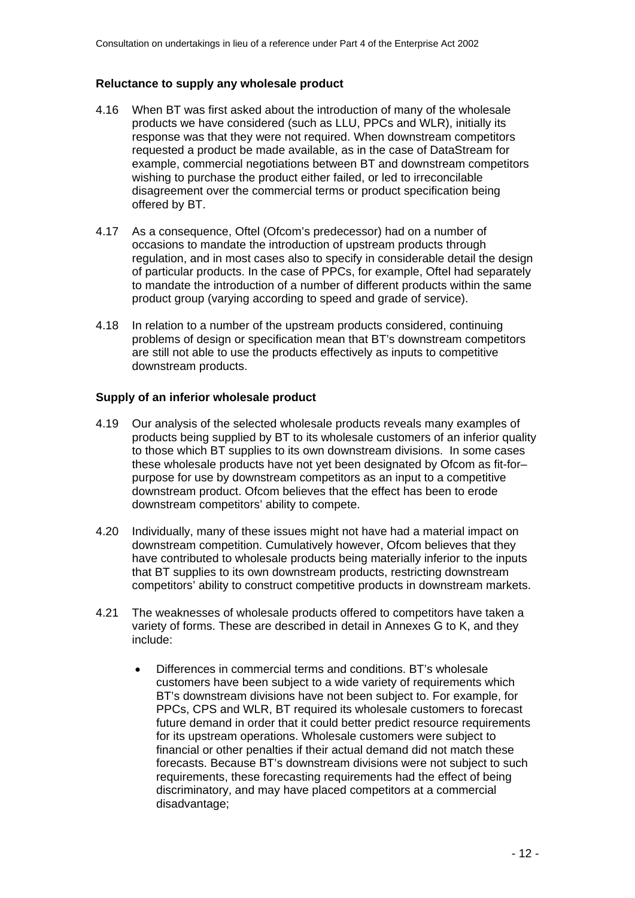### Reluctance to supply any wholesale product

4.16 When BT was first asked about the introduction of many of the wholesale products we have considered (such as LLU, PPCs and WLR), initially its response was that they were not required. When downstream competitors requested a product be made available, as in the case of DataStream for example, commercial negotiations between BT and downstream competitors wishing to purchase the product either failed, or led to irreconcilable disagreement over the commercial terms or product specification being offered by BT.

4.17 As a consequence, Oftel (Ofcom's predecessor) had on a number of occasions to mandate the introduction of upstream products through regulation, and in most cases also to specify in considerable detail the design of particular products. In the case of PPCs, for example, Oftel had separately to mandate the introduction of a number of different products within the same product group (varying according to speed and grade of service).

4.18 In relation to a number of the upstream products considered, continuing problems of design or specification mean that BT's downstream competitors are still not able to use the products effectively as inputs to competitive downstream products.

### Supply of an inferior wholesale product

4.19 Our analysis of the selected wholesale products reveals many examples of products being supplied by BT to its wholesale customers of an inferior quality to those which BT supplies to its own downstream divisions. In some cases these wholesale products have not yet been designated by Ofcom as fit-for–purpose for use by downstream competitors as an input to a competitive downstream product. Ofcom believes that the effect has been to erode downstream competitors' ability to compete.

4.20 Individually, many of these issues might not have had a material impact on downstream competition. Cumulatively however, Ofcom believes that they have contributed to wholesale products being materially inferior to the inputs that BT supplies to its own downstream products, restricting downstream competitors' ability to construct competitive products in downstream markets.

4.21 The weaknesses of wholesale products offered to competitors have taken a variety of forms. These are described in detail in Annexes G to K, and they include:

- Differences in commercial terms and conditions. BT's wholesale customers have been subject to a wide variety of requirements which BT's downstream divisions have not been subject to. For example, for PPCs, CPS and WLR, BT required its wholesale customers to forecast future demand in order that it could better predict resource requirements for its upstream operations. Wholesale customers were subject to financial or other penalties if their actual demand did not match these forecasts. Because BT's downstream divisions were not subject to such requirements, these forecasting requirements had the effect of being discriminatory, and may have placed competitors at a commercial disadvantage;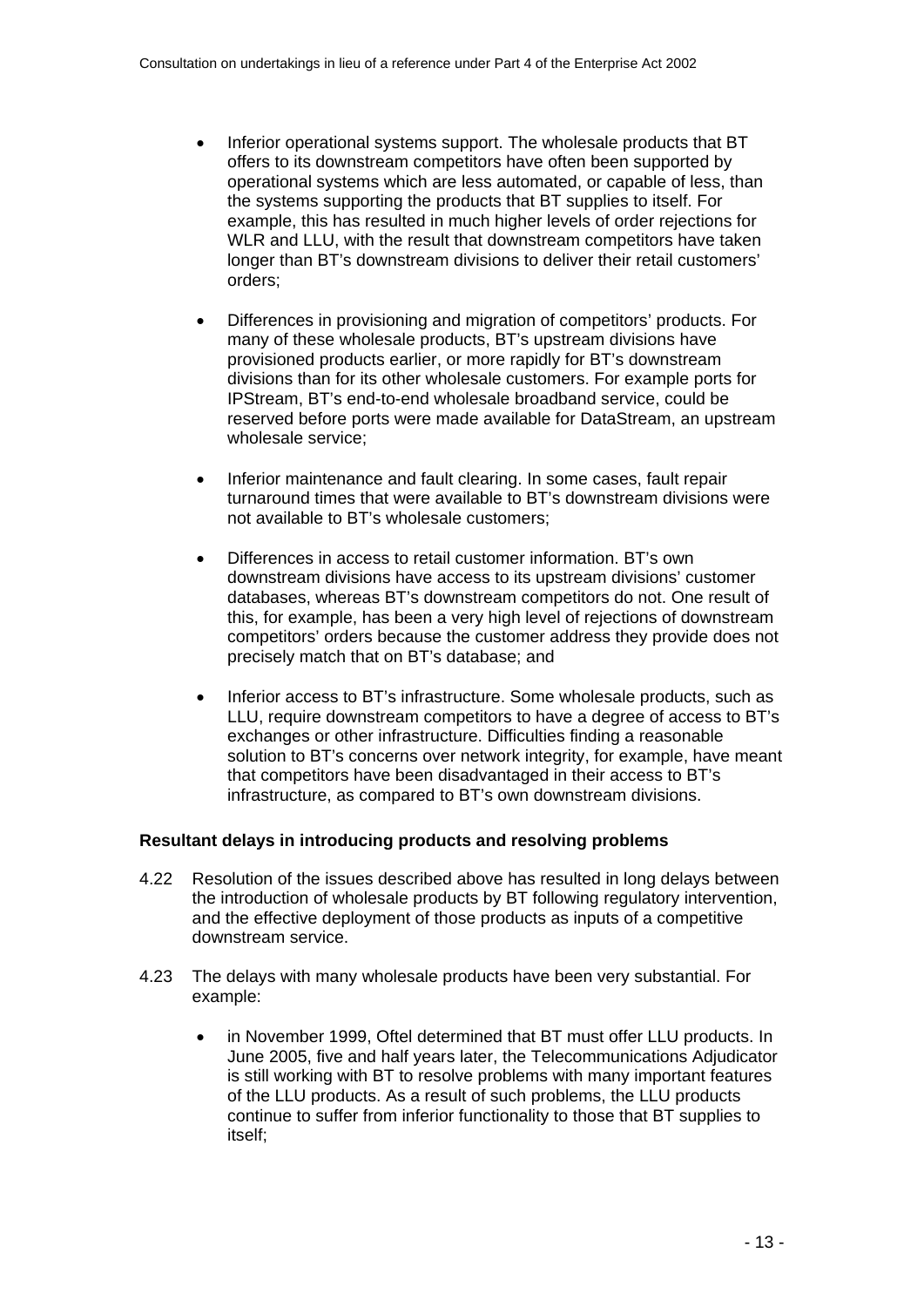- Inferior operational systems support. The wholesale products that BT offers to its downstream competitors have often been supported by operational systems which are less automated, or capable of less, than the systems supporting the products that BT supplies to itself. For example, this has resulted in much higher levels of order rejections for WLR and LLU, with the result that downstream competitors have taken longer than BT's downstream divisions to deliver their retail customers' orders;

- Differences in provisioning and migration of competitors' products. For many of these wholesale products, BT's upstream divisions have provisioned products earlier, or more rapidly for BT's downstream divisions than for its other wholesale customers. For example ports for IPStream, BT's end-to-end wholesale broadband service, could be reserved before ports were made available for DataStream, an upstream wholesale service;

- Inferior maintenance and fault clearing. In some cases, fault repair turnaround times that were available to BT's downstream divisions were not available to BT's wholesale customers;

- Differences in access to retail customer information. BT's own downstream divisions have access to its upstream divisions' customer databases, whereas BT's downstream competitors do not. One result of this, for example, has been a very high level of rejections of downstream competitors' orders because the customer address they provide does not precisely match that on BT's database; and

- Inferior access to BT's infrastructure. Some wholesale products, such as LLU, require downstream competitors to have a degree of access to BT's exchanges or other infrastructure. Difficulties finding a reasonable solution to BT's concerns over network integrity, for example, have meant that competitors have been disadvantaged in their access to BT's infrastructure, as compared to BT's own downstream divisions.

**Resultant delays in introducing products and resolving problems**

4.22 Resolution of the issues described above has resulted in long delays between the introduction of wholesale products by BT following regulatory intervention, and the effective deployment of those products as inputs of a competitive downstream service.

4.23 The delays with many wholesale products have been very substantial. For example:

- in November 1999, Oftel determined that BT must offer LLU products. In June 2005, five and half years later, the Telecommunications Adjudicator is still working with BT to resolve problems with many important features of the LLU products. As a result of such problems, the LLU products continue to suffer from inferior functionality to those that BT supplies to itself;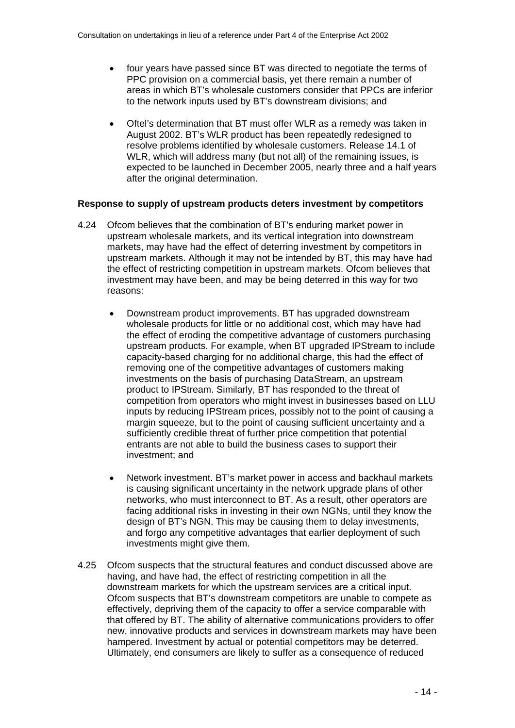- four years have passed since BT was directed to negotiate the terms of PPC provision on a commercial basis, yet there remain a number of areas in which BT's wholesale customers consider that PPCs are inferior to the network inputs used by BT's downstream divisions; and

- Oftel's determination that BT must offer WLR as a remedy was taken in August 2002. BT's WLR product has been repeatedly redesigned to resolve problems identified by wholesale customers. Release 14.1 of WLR, which will address many (but not all) of the remaining issues, is expected to be launched in December 2005, nearly three and a half years after the original determination.

**Response to supply of upstream products deters investment by competitors**

4.24 Ofcom believes that the combination of BT's enduring market power in upstream wholesale markets, and its vertical integration into downstream markets, may have had the effect of deterring investment by competitors in upstream markets. Although it may not be intended by BT, this may have had the effect of restricting competition in upstream markets. Ofcom believes that investment may have been, and may be being deterred in this way for two reasons:

- Downstream product improvements. BT has upgraded downstream wholesale products for little or no additional cost, which may have had the effect of eroding the competitive advantage of customers purchasing upstream products. For example, when BT upgraded IPStream to include capacity-based charging for no additional charge, this had the effect of removing one of the competitive advantages of customers making investments on the basis of purchasing DataStream, an upstream product to IPStream. Similarly, BT has responded to the threat of competition from operators who might invest in businesses based on LLU inputs by reducing IPStream prices, possibly not to the point of causing a margin squeeze, but to the point of causing sufficient uncertainty and a sufficiently credible threat of further price competition that potential entrants are not able to build the business cases to support their investment; and

- Network investment. BT's market power in access and backhaul markets is causing significant uncertainty in the network upgrade plans of other networks, who must interconnect to BT. As a result, other operators are facing additional risks in investing in their own NGNs, until they know the design of BT's NGN. This may be causing them to delay investments, and forgo any competitive advantages that earlier deployment of such investments might give them.

4.25 Ofcom suspects that the structural features and conduct discussed above are having, and have had, the effect of restricting competition in all the downstream markets for which the upstream services are a critical input. Ofcom suspects that BT's downstream competitors are unable to compete as effectively, depriving them of the capacity to offer a service comparable with that offered by BT. The ability of alternative communications providers to offer new, innovative products and services in downstream markets may have been hampered. Investment by actual or potential competitors may be deterred. Ultimately, end consumers are likely to suffer as a consequence of reduced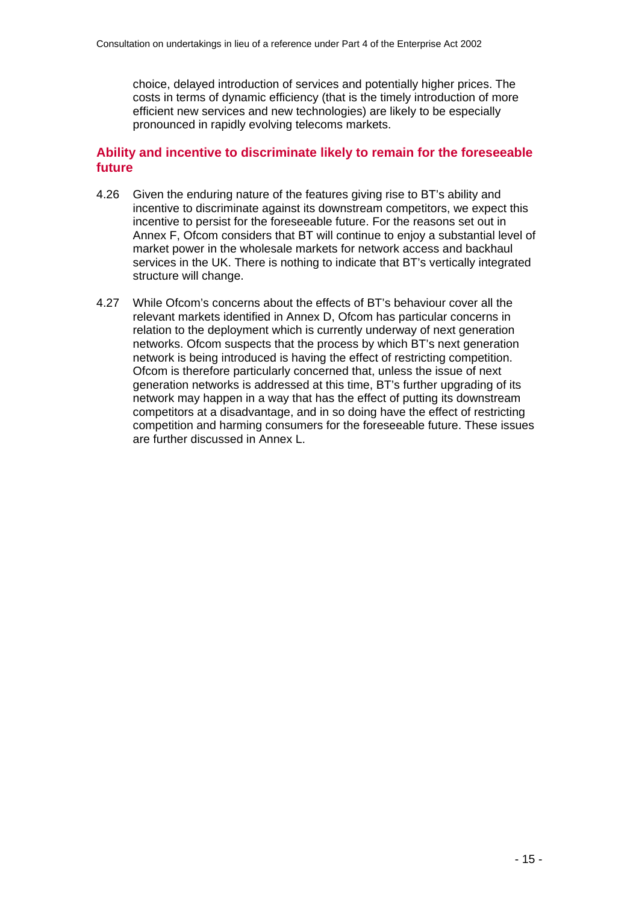choice, delayed introduction of services and potentially higher prices. The costs in terms of dynamic efficiency (that is the timely introduction of more efficient new services and new technologies) are likely to be especially pronounced in rapidly evolving telecoms markets.

### Ability and incentive to discriminate likely to remain for the foreseeable future

4.26 Given the enduring nature of the features giving rise to BT's ability and incentive to discriminate against its downstream competitors, we expect this incentive to persist for the foreseeable future. For the reasons set out in Annex F, Ofcom considers that BT will continue to enjoy a substantial level of market power in the wholesale markets for network access and backhaul services in the UK. There is nothing to indicate that BT's vertically integrated structure will change.

4.27 While Ofcom's concerns about the effects of BT's behaviour cover all the relevant markets identified in Annex D, Ofcom has particular concerns in relation to the deployment which is currently underway of next generation networks. Ofcom suspects that the process by which BT's next generation network is being introduced is having the effect of restricting competition. Ofcom is therefore particularly concerned that, unless the issue of next generation networks is addressed at this time, BT's further upgrading of its network may happen in a way that has the effect of putting its downstream competitors at a disadvantage, and in so doing have the effect of restricting competition and harming consumers for the foreseeable future. These issues are further discussed in Annex L.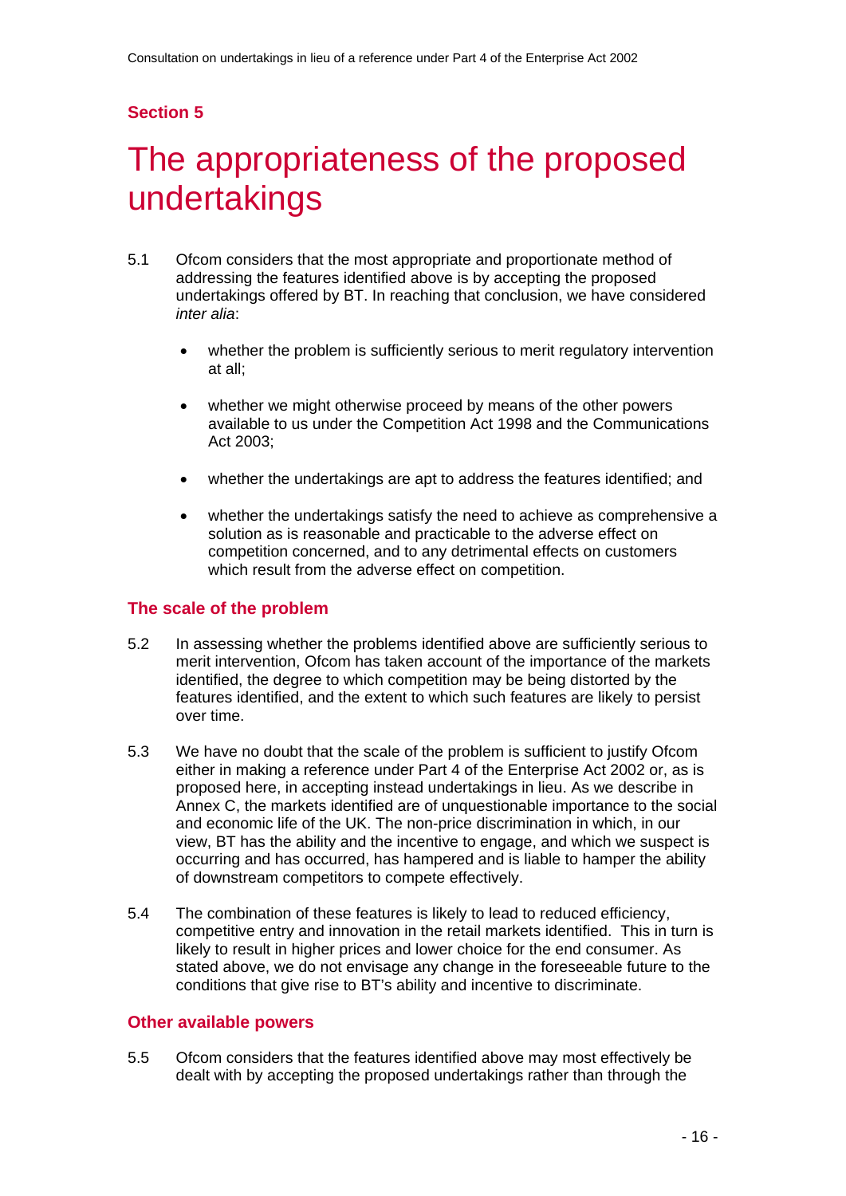## Section 5

# The appropriateness of the proposed undertakings

5.1 Ofcom considers that the most appropriate and proportionate method of addressing the features identified above is by accepting the proposed undertakings offered by BT. In reaching that conclusion, we have considered *inter alia*:

- whether the problem is sufficiently serious to merit regulatory intervention at all;
- whether we might otherwise proceed by means of the other powers available to us under the Competition Act 1998 and the Communications Act 2003;
- whether the undertakings are apt to address the features identified; and
- whether the undertakings satisfy the need to achieve as comprehensive a solution as is reasonable and practicable to the adverse effect on competition concerned, and to any detrimental effects on customers which result from the adverse effect on competition.

### The scale of the problem

5.2 In assessing whether the problems identified above are sufficiently serious to merit intervention, Ofcom has taken account of the importance of the markets identified, the degree to which competition may be being distorted by the features identified, and the extent to which such features are likely to persist over time.

5.3 We have no doubt that the scale of the problem is sufficient to justify Ofcom either in making a reference under Part 4 of the Enterprise Act 2002 or, as is proposed here, in accepting instead undertakings in lieu. As we describe in Annex C, the markets identified are of unquestionable importance to the social and economic life of the UK. The non-price discrimination in which, in our view, BT has the ability and the incentive to engage, and which we suspect is occurring and has occurred, has hampered and is liable to hamper the ability of downstream competitors to compete effectively.

5.4 The combination of these features is likely to lead to reduced efficiency, competitive entry and innovation in the retail markets identified. This in turn is likely to result in higher prices and lower choice for the end consumer. As stated above, we do not envisage any change in the foreseeable future to the conditions that give rise to BT's ability and incentive to discriminate.

### Other available powers

5.5 Ofcom considers that the features identified above may most effectively be dealt with by accepting the proposed undertakings rather than through the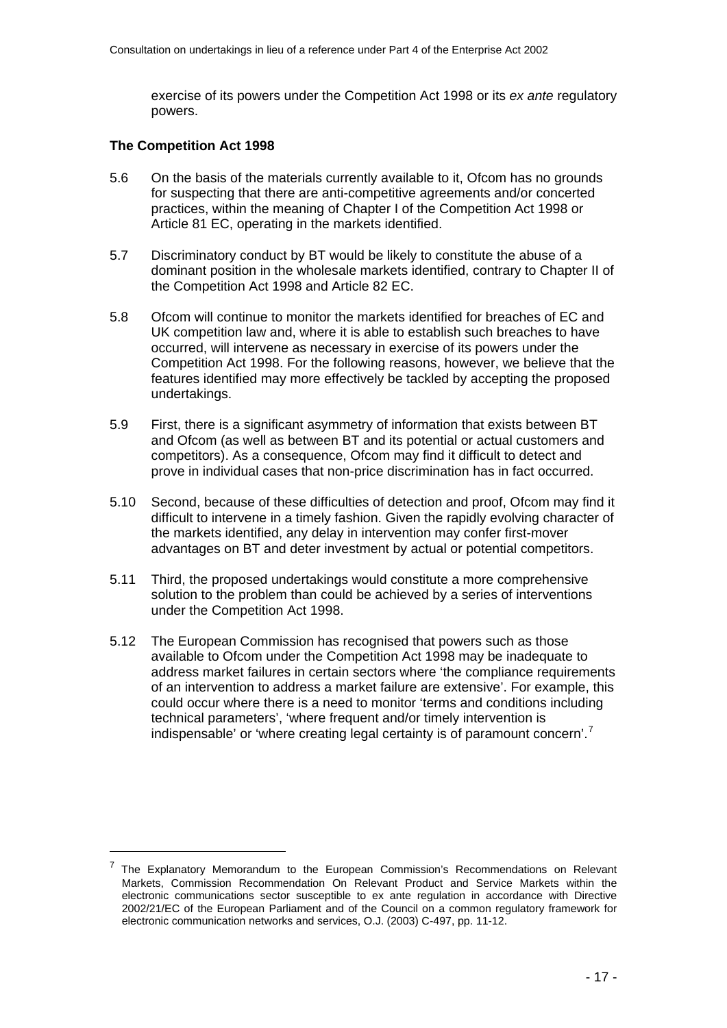exercise of its powers under the Competition Act 1998 or its *ex ante* regulatory powers.

**The Competition Act 1998**

5.6 On the basis of the materials currently available to it, Ofcom has no grounds for suspecting that there are anti-competitive agreements and/or concerted practices, within the meaning of Chapter I of the Competition Act 1998 or Article 81 EC, operating in the markets identified.

5.7 Discriminatory conduct by BT would be likely to constitute the abuse of a dominant position in the wholesale markets identified, contrary to Chapter II of the Competition Act 1998 and Article 82 EC.

5.8 Ofcom will continue to monitor the markets identified for breaches of EC and UK competition law and, where it is able to establish such breaches to have occurred, will intervene as necessary in exercise of its powers under the Competition Act 1998. For the following reasons, however, we believe that the features identified may more effectively be tackled by accepting the proposed undertakings.

5.9 First, there is a significant asymmetry of information that exists between BT and Ofcom (as well as between BT and its potential or actual customers and competitors). As a consequence, Ofcom may find it difficult to detect and prove in individual cases that non-price discrimination has in fact occurred.

5.10 Second, because of these difficulties of detection and proof, Ofcom may find it difficult to intervene in a timely fashion. Given the rapidly evolving character of the markets identified, any delay in intervention may confer first-mover advantages on BT and deter investment by actual or potential competitors.

5.11 Third, the proposed undertakings would constitute a more comprehensive solution to the problem than could be achieved by a series of interventions under the Competition Act 1998.

5.12 The European Commission has recognised that powers such as those available to Ofcom under the Competition Act 1998 may be inadequate to address market failures in certain sectors where 'the compliance requirements of an intervention to address a market failure are extensive'. For example, this could occur where there is a need to monitor 'terms and conditions including technical parameters', 'where frequent and/or timely intervention is indispensable' or 'where creating legal certainty is of paramount concern'.[7]

---

[7] The Explanatory Memorandum to the European Commission's Recommendations on Relevant Markets, Commission Recommendation On Relevant Product and Service Markets within the electronic communications sector susceptible to ex ante regulation in accordance with Directive 2002/21/EC of the European Parliament and of the Council on a common regulatory framework for electronic communication networks and services, O.J. (2003) C-497, pp. 11-12.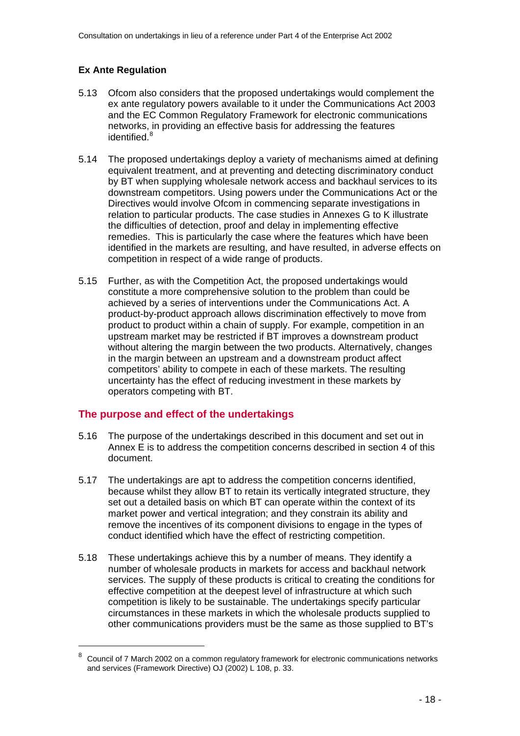### Ex Ante Regulation

5.13 Ofcom also considers that the proposed undertakings would complement the ex ante regulatory powers available to it under the Communications Act 2003 and the EC Common Regulatory Framework for electronic communications networks, in providing an effective basis for addressing the features identified.[8]

5.14 The proposed undertakings deploy a variety of mechanisms aimed at defining equivalent treatment, and at preventing and detecting discriminatory conduct by BT when supplying wholesale network access and backhaul services to its downstream competitors. Using powers under the Communications Act or the Directives would involve Ofcom in commencing separate investigations in relation to particular products. The case studies in Annexes G to K illustrate the difficulties of detection, proof and delay in implementing effective remedies. This is particularly the case where the features which have been identified in the markets are resulting, and have resulted, in adverse effects on competition in respect of a wide range of products.

5.15 Further, as with the Competition Act, the proposed undertakings would constitute a more comprehensive solution to the problem than could be achieved by a series of interventions under the Communications Act. A product-by-product approach allows discrimination effectively to move from product to product within a chain of supply. For example, competition in an upstream market may be restricted if BT improves a downstream product without altering the margin between the two products. Alternatively, changes in the margin between an upstream and a downstream product affect competitors' ability to compete in each of these markets. The resulting uncertainty has the effect of reducing investment in these markets by operators competing with BT.

## The purpose and effect of the undertakings

5.16 The purpose of the undertakings described in this document and set out in Annex E is to address the competition concerns described in section 4 of this document.

5.17 The undertakings are apt to address the competition concerns identified, because whilst they allow BT to retain its vertically integrated structure, they set out a detailed basis on which BT can operate within the context of its market power and vertical integration; and they constrain its ability and remove the incentives of its component divisions to engage in the types of conduct identified which have the effect of restricting competition.

5.18 These undertakings achieve this by a number of means. They identify a number of wholesale products in markets for access and backhaul network services. The supply of these products is critical to creating the conditions for effective competition at the deepest level of infrastructure at which such competition is likely to be sustainable. The undertakings specify particular circumstances in these markets in which the wholesale products supplied to other communications providers must be the same as those supplied to BT's

---

[8] Council of 7 March 2002 on a common regulatory framework for electronic communications networks and services (Framework Directive) OJ (2002) L 108, p. 33.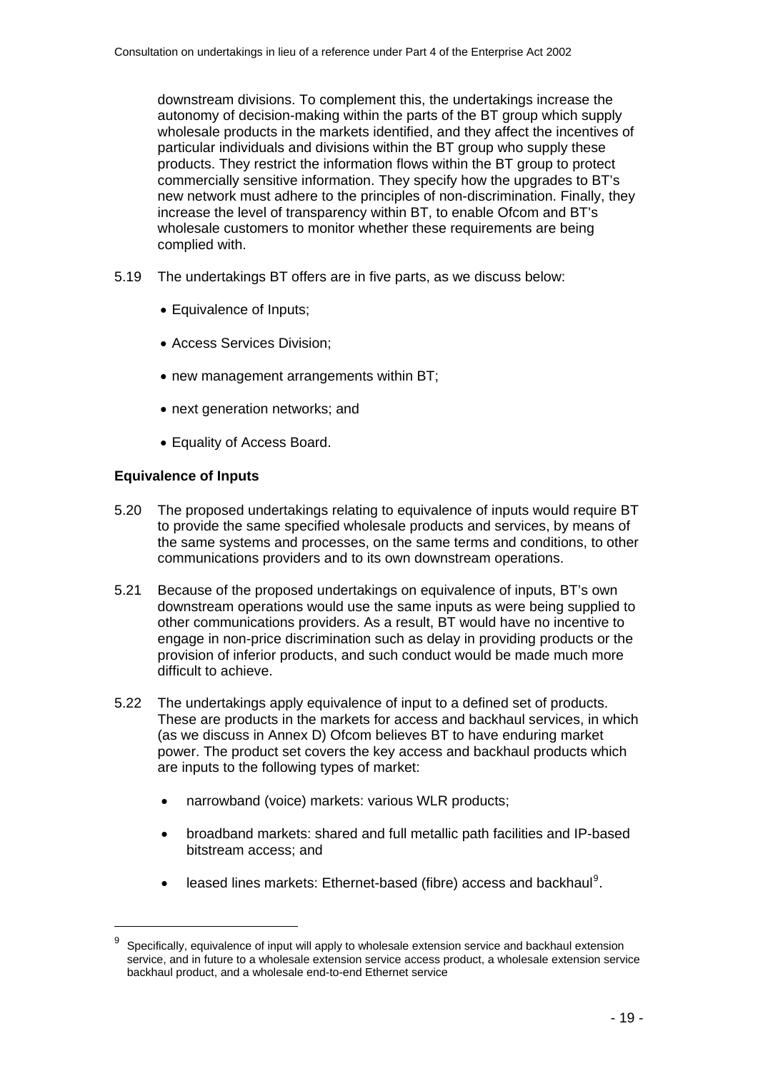downstream divisions. To complement this, the undertakings increase the autonomy of decision-making within the parts of the BT group which supply wholesale products in the markets identified, and they affect the incentives of particular individuals and divisions within the BT group who supply these products. They restrict the information flows within the BT group to protect commercially sensitive information. They specify how the upgrades to BT's new network must adhere to the principles of non-discrimination. Finally, they increase the level of transparency within BT, to enable Ofcom and BT's wholesale customers to monitor whether these requirements are being complied with.

5.19 The undertakings BT offers are in five parts, as we discuss below:

- Equivalence of Inputs;
- Access Services Division;
- new management arrangements within BT;
- next generation networks; and
- Equality of Access Board.

**Equivalence of Inputs**

5.20 The proposed undertakings relating to equivalence of inputs would require BT to provide the same specified wholesale products and services, by means of the same systems and processes, on the same terms and conditions, to other communications providers and to its own downstream operations.

5.21 Because of the proposed undertakings on equivalence of inputs, BT's own downstream operations would use the same inputs as were being supplied to other communications providers. As a result, BT would have no incentive to engage in non-price discrimination such as delay in providing products or the provision of inferior products, and such conduct would be made much more difficult to achieve.

5.22 The undertakings apply equivalence of input to a defined set of products. These are products in the markets for access and backhaul services, in which (as we discuss in Annex D) Ofcom believes BT to have enduring market power. The product set covers the key access and backhaul products which are inputs to the following types of market:

- narrowband (voice) markets: various WLR products;
- broadband markets: shared and full metallic path facilities and IP-based bitstream access; and
- leased lines markets: Ethernet-based (fibre) access and backhaul[9].

[9] Specifically, equivalence of input will apply to wholesale extension service and backhaul extension service, and in future to a wholesale extension service access product, a wholesale extension service backhaul product, and a wholesale end-to-end Ethernet service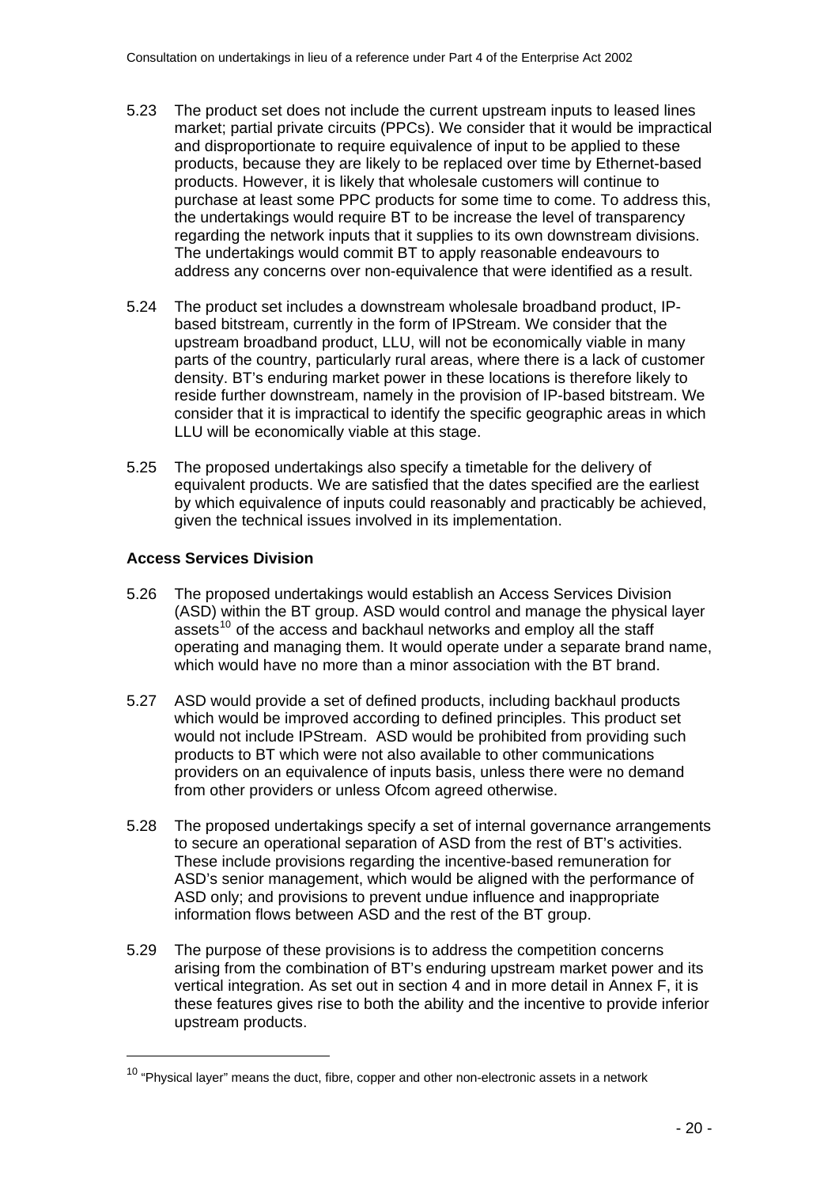5.23 The product set does not include the current upstream inputs to leased lines market; partial private circuits (PPCs). We consider that it would be impractical and disproportionate to require equivalence of input to be applied to these products, because they are likely to be replaced over time by Ethernet-based products. However, it is likely that wholesale customers will continue to purchase at least some PPC products for some time to come. To address this, the undertakings would require BT to be increase the level of transparency regarding the network inputs that it supplies to its own downstream divisions. The undertakings would commit BT to apply reasonable endeavours to address any concerns over non-equivalence that were identified as a result.

5.24 The product set includes a downstream wholesale broadband product, IP-based bitstream, currently in the form of IPStream. We consider that the upstream broadband product, LLU, will not be economically viable in many parts of the country, particularly rural areas, where there is a lack of customer density. BT's enduring market power in these locations is therefore likely to reside further downstream, namely in the provision of IP-based bitstream. We consider that it is impractical to identify the specific geographic areas in which LLU will be economically viable at this stage.

5.25 The proposed undertakings also specify a timetable for the delivery of equivalent products. We are satisfied that the dates specified are the earliest by which equivalence of inputs could reasonably and practicably be achieved, given the technical issues involved in its implementation.

**Access Services Division**

5.26 The proposed undertakings would establish an Access Services Division (ASD) within the BT group. ASD would control and manage the physical layer assets[10] of the access and backhaul networks and employ all the staff operating and managing them. It would operate under a separate brand name, which would have no more than a minor association with the BT brand.

5.27 ASD would provide a set of defined products, including backhaul products which would be improved according to defined principles. This product set would not include IPStream. ASD would be prohibited from providing such products to BT which were not also available to other communications providers on an equivalence of inputs basis, unless there were no demand from other providers or unless Ofcom agreed otherwise.

5.28 The proposed undertakings specify a set of internal governance arrangements to secure an operational separation of ASD from the rest of BT's activities. These include provisions regarding the incentive-based remuneration for ASD's senior management, which would be aligned with the performance of ASD only; and provisions to prevent undue influence and inappropriate information flows between ASD and the rest of the BT group.

5.29 The purpose of these provisions is to address the competition concerns arising from the combination of BT's enduring upstream market power and its vertical integration. As set out in section 4 and in more detail in Annex F, it is these features gives rise to both the ability and the incentive to provide inferior upstream products.

---

[10] "Physical layer" means the duct, fibre, copper and other non-electronic assets in a network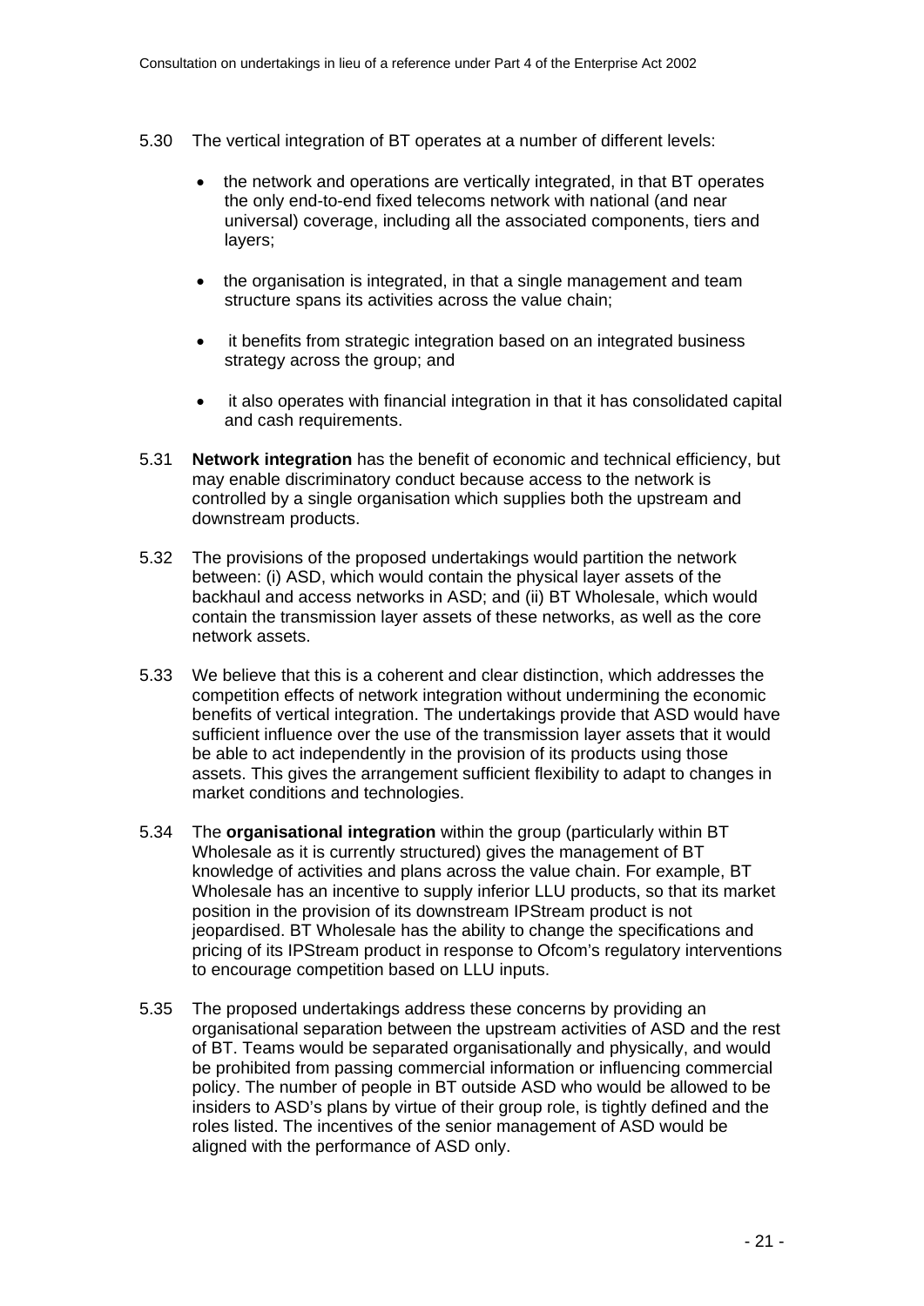5.30 The vertical integration of BT operates at a number of different levels:

- the network and operations are vertically integrated, in that BT operates the only end-to-end fixed telecoms network with national (and near universal) coverage, including all the associated components, tiers and layers;
- the organisation is integrated, in that a single management and team structure spans its activities across the value chain;
- it benefits from strategic integration based on an integrated business strategy across the group; and
- it also operates with financial integration in that it has consolidated capital and cash requirements.

5.31 **Network integration** has the benefit of economic and technical efficiency, but may enable discriminatory conduct because access to the network is controlled by a single organisation which supplies both the upstream and downstream products.

5.32 The provisions of the proposed undertakings would partition the network between: (i) ASD, which would contain the physical layer assets of the backhaul and access networks in ASD; and (ii) BT Wholesale, which would contain the transmission layer assets of these networks, as well as the core network assets.

5.33 We believe that this is a coherent and clear distinction, which addresses the competition effects of network integration without undermining the economic benefits of vertical integration. The undertakings provide that ASD would have sufficient influence over the use of the transmission layer assets that it would be able to act independently in the provision of its products using those assets. This gives the arrangement sufficient flexibility to adapt to changes in market conditions and technologies.

5.34 The **organisational integration** within the group (particularly within BT Wholesale as it is currently structured) gives the management of BT knowledge of activities and plans across the value chain. For example, BT Wholesale has an incentive to supply inferior LLU products, so that its market position in the provision of its downstream IPStream product is not jeopardised. BT Wholesale has the ability to change the specifications and pricing of its IPStream product in response to Ofcom's regulatory interventions to encourage competition based on LLU inputs.

5.35 The proposed undertakings address these concerns by providing an organisational separation between the upstream activities of ASD and the rest of BT. Teams would be separated organisationally and physically, and would be prohibited from passing commercial information or influencing commercial policy. The number of people in BT outside ASD who would be allowed to be insiders to ASD's plans by virtue of their group role, is tightly defined and the roles listed. The incentives of the senior management of ASD would be aligned with the performance of ASD only.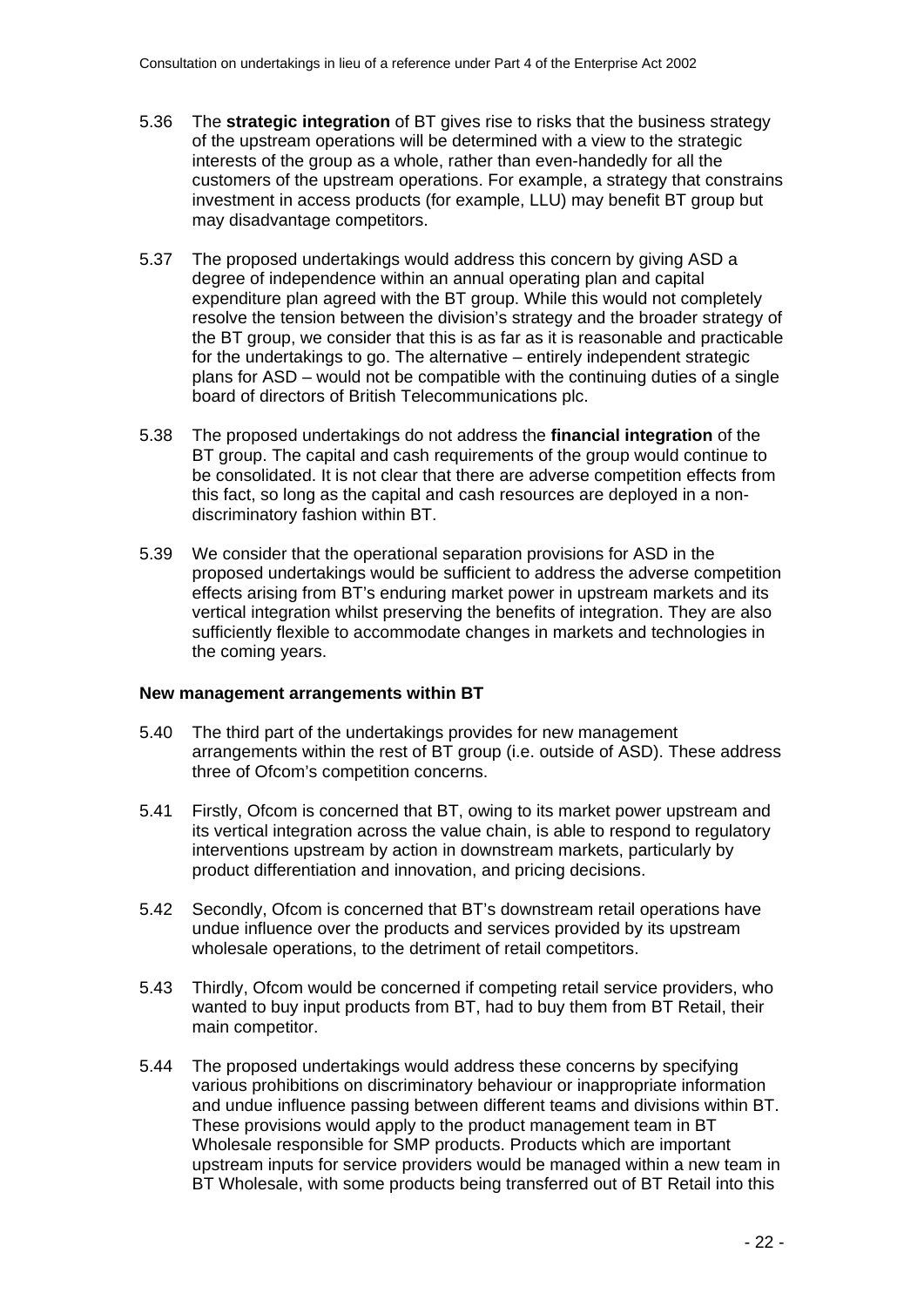5.36 The **strategic integration** of BT gives rise to risks that the business strategy of the upstream operations will be determined with a view to the strategic interests of the group as a whole, rather than even-handedly for all the customers of the upstream operations. For example, a strategy that constrains investment in access products (for example, LLU) may benefit BT group but may disadvantage competitors.

5.37 The proposed undertakings would address this concern by giving ASD a degree of independence within an annual operating plan and capital expenditure plan agreed with the BT group. While this would not completely resolve the tension between the division's strategy and the broader strategy of the BT group, we consider that this is as far as it is reasonable and practicable for the undertakings to go. The alternative – entirely independent strategic plans for ASD – would not be compatible with the continuing duties of a single board of directors of British Telecommunications plc.

5.38 The proposed undertakings do not address the **financial integration** of the BT group. The capital and cash requirements of the group would continue to be consolidated. It is not clear that there are adverse competition effects from this fact, so long as the capital and cash resources are deployed in a non-discriminatory fashion within BT.

5.39 We consider that the operational separation provisions for ASD in the proposed undertakings would be sufficient to address the adverse competition effects arising from BT's enduring market power in upstream markets and its vertical integration whilst preserving the benefits of integration. They are also sufficiently flexible to accommodate changes in markets and technologies in the coming years.

**New management arrangements within BT**

5.40 The third part of the undertakings provides for new management arrangements within the rest of BT group (i.e. outside of ASD). These address three of Ofcom's competition concerns.

5.41 Firstly, Ofcom is concerned that BT, owing to its market power upstream and its vertical integration across the value chain, is able to respond to regulatory interventions upstream by action in downstream markets, particularly by product differentiation and innovation, and pricing decisions.

5.42 Secondly, Ofcom is concerned that BT's downstream retail operations have undue influence over the products and services provided by its upstream wholesale operations, to the detriment of retail competitors.

5.43 Thirdly, Ofcom would be concerned if competing retail service providers, who wanted to buy input products from BT, had to buy them from BT Retail, their main competitor.

5.44 The proposed undertakings would address these concerns by specifying various prohibitions on discriminatory behaviour or inappropriate information and undue influence passing between different teams and divisions within BT. These provisions would apply to the product management team in BT Wholesale responsible for SMP products. Products which are important upstream inputs for service providers would be managed within a new team in BT Wholesale, with some products being transferred out of BT Retail into this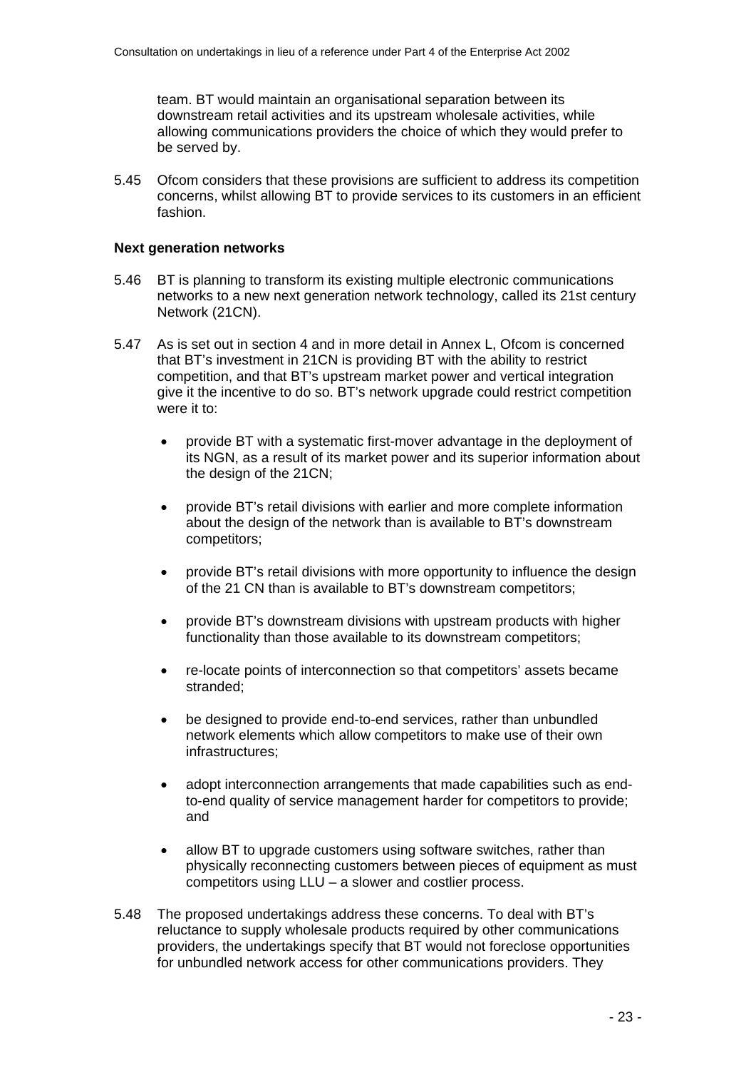team. BT would maintain an organisational separation between its downstream retail activities and its upstream wholesale activities, while allowing communications providers the choice of which they would prefer to be served by.

5.45 Ofcom considers that these provisions are sufficient to address its competition concerns, whilst allowing BT to provide services to its customers in an efficient fashion.

**Next generation networks**

5.46 BT is planning to transform its existing multiple electronic communications networks to a new next generation network technology, called its 21st century Network (21CN).

5.47 As is set out in section 4 and in more detail in Annex L, Ofcom is concerned that BT's investment in 21CN is providing BT with the ability to restrict competition, and that BT's upstream market power and vertical integration give it the incentive to do so. BT's network upgrade could restrict competition were it to:

- provide BT with a systematic first-mover advantage in the deployment of its NGN, as a result of its market power and its superior information about the design of the 21CN;
- provide BT's retail divisions with earlier and more complete information about the design of the network than is available to BT's downstream competitors;
- provide BT's retail divisions with more opportunity to influence the design of the 21 CN than is available to BT's downstream competitors;
- provide BT's downstream divisions with upstream products with higher functionality than those available to its downstream competitors;
- re-locate points of interconnection so that competitors' assets became stranded;
- be designed to provide end-to-end services, rather than unbundled network elements which allow competitors to make use of their own infrastructures;
- adopt interconnection arrangements that made capabilities such as end-to-end quality of service management harder for competitors to provide; and
- allow BT to upgrade customers using software switches, rather than physically reconnecting customers between pieces of equipment as must competitors using LLU – a slower and costlier process.

5.48 The proposed undertakings address these concerns. To deal with BT's reluctance to supply wholesale products required by other communications providers, the undertakings specify that BT would not foreclose opportunities for unbundled network access for other communications providers. They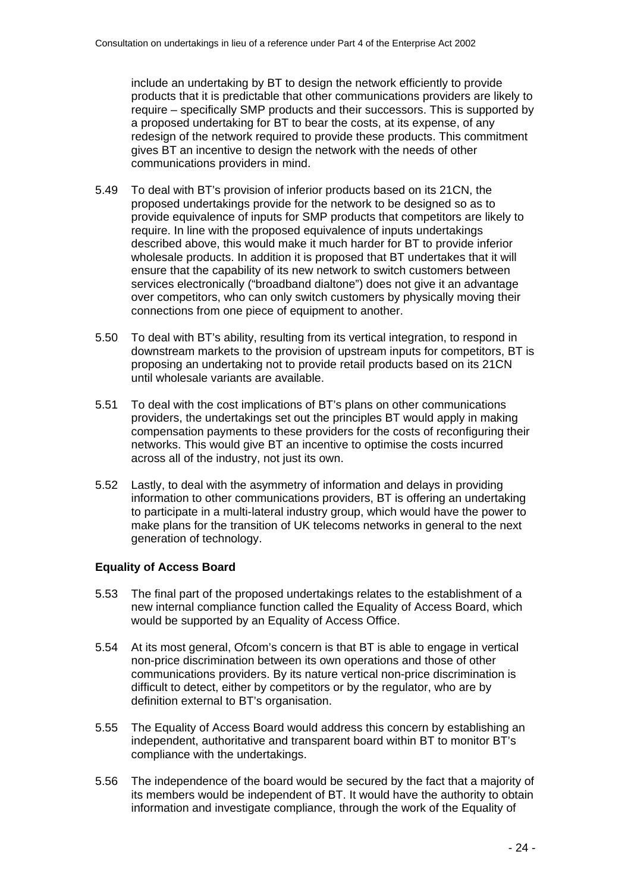include an undertaking by BT to design the network efficiently to provide products that it is predictable that other communications providers are likely to require – specifically SMP products and their successors. This is supported by a proposed undertaking for BT to bear the costs, at its expense, of any redesign of the network required to provide these products. This commitment gives BT an incentive to design the network with the needs of other communications providers in mind.

5.49 To deal with BT's provision of inferior products based on its 21CN, the proposed undertakings provide for the network to be designed so as to provide equivalence of inputs for SMP products that competitors are likely to require. In line with the proposed equivalence of inputs undertakings described above, this would make it much harder for BT to provide inferior wholesale products. In addition it is proposed that BT undertakes that it will ensure that the capability of its new network to switch customers between services electronically ("broadband dialtone") does not give it an advantage over competitors, who can only switch customers by physically moving their connections from one piece of equipment to another.

5.50 To deal with BT's ability, resulting from its vertical integration, to respond in downstream markets to the provision of upstream inputs for competitors, BT is proposing an undertaking not to provide retail products based on its 21CN until wholesale variants are available.

5.51 To deal with the cost implications of BT's plans on other communications providers, the undertakings set out the principles BT would apply in making compensation payments to these providers for the costs of reconfiguring their networks. This would give BT an incentive to optimise the costs incurred across all of the industry, not just its own.

5.52 Lastly, to deal with the asymmetry of information and delays in providing information to other communications providers, BT is offering an undertaking to participate in a multi-lateral industry group, which would have the power to make plans for the transition of UK telecoms networks in general to the next generation of technology.

**Equality of Access Board**

5.53 The final part of the proposed undertakings relates to the establishment of a new internal compliance function called the Equality of Access Board, which would be supported by an Equality of Access Office.

5.54 At its most general, Ofcom's concern is that BT is able to engage in vertical non-price discrimination between its own operations and those of other communications providers. By its nature vertical non-price discrimination is difficult to detect, either by competitors or by the regulator, who are by definition external to BT's organisation.

5.55 The Equality of Access Board would address this concern by establishing an independent, authoritative and transparent board within BT to monitor BT's compliance with the undertakings.

5.56 The independence of the board would be secured by the fact that a majority of its members would be independent of BT. It would have the authority to obtain information and investigate compliance, through the work of the Equality of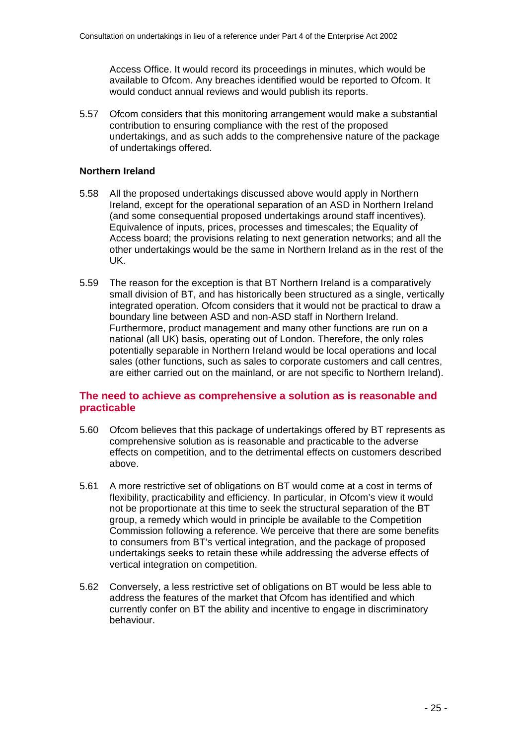Access Office. It would record its proceedings in minutes, which would be available to Ofcom. Any breaches identified would be reported to Ofcom. It would conduct annual reviews and would publish its reports.

5.57 Ofcom considers that this monitoring arrangement would make a substantial contribution to ensuring compliance with the rest of the proposed undertakings, and as such adds to the comprehensive nature of the package of undertakings offered.

### Northern Ireland

5.58 All the proposed undertakings discussed above would apply in Northern Ireland, except for the operational separation of an ASD in Northern Ireland (and some consequential proposed undertakings around staff incentives). Equivalence of inputs, prices, processes and timescales; the Equality of Access board; the provisions relating to next generation networks; and all the other undertakings would be the same in Northern Ireland as in the rest of the UK.

5.59 The reason for the exception is that BT Northern Ireland is a comparatively small division of BT, and has historically been structured as a single, vertically integrated operation. Ofcom considers that it would not be practical to draw a boundary line between ASD and non-ASD staff in Northern Ireland. Furthermore, product management and many other functions are run on a national (all UK) basis, operating out of London. Therefore, the only roles potentially separable in Northern Ireland would be local operations and local sales (other functions, such as sales to corporate customers and call centres, are either carried out on the mainland, or are not specific to Northern Ireland).

## The need to achieve as comprehensive a solution as is reasonable and practicable

5.60 Ofcom believes that this package of undertakings offered by BT represents as comprehensive solution as is reasonable and practicable to the adverse effects on competition, and to the detrimental effects on customers described above.

5.61 A more restrictive set of obligations on BT would come at a cost in terms of flexibility, practicability and efficiency. In particular, in Ofcom's view it would not be proportionate at this time to seek the structural separation of the BT group, a remedy which would in principle be available to the Competition Commission following a reference. We perceive that there are some benefits to consumers from BT's vertical integration, and the package of proposed undertakings seeks to retain these while addressing the adverse effects of vertical integration on competition.

5.62 Conversely, a less restrictive set of obligations on BT would be less able to address the features of the market that Ofcom has identified and which currently confer on BT the ability and incentive to engage in discriminatory behaviour.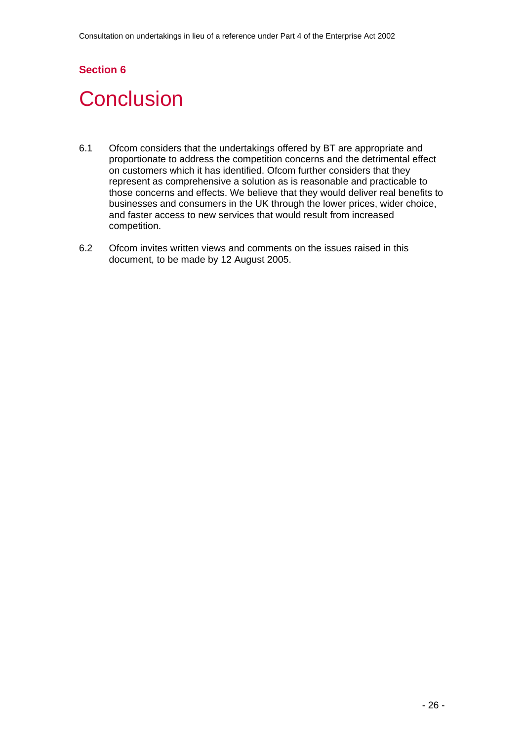**Section 6**

# Conclusion

6.1 Ofcom considers that the undertakings offered by BT are appropriate and proportionate to address the competition concerns and the detrimental effect on customers which it has identified. Ofcom further considers that they represent as comprehensive a solution as is reasonable and practicable to those concerns and effects. We believe that they would deliver real benefits to businesses and consumers in the UK through the lower prices, wider choice, and faster access to new services that would result from increased competition.

6.2 Ofcom invites written views and comments on the issues raised in this document, to be made by 12 August 2005.